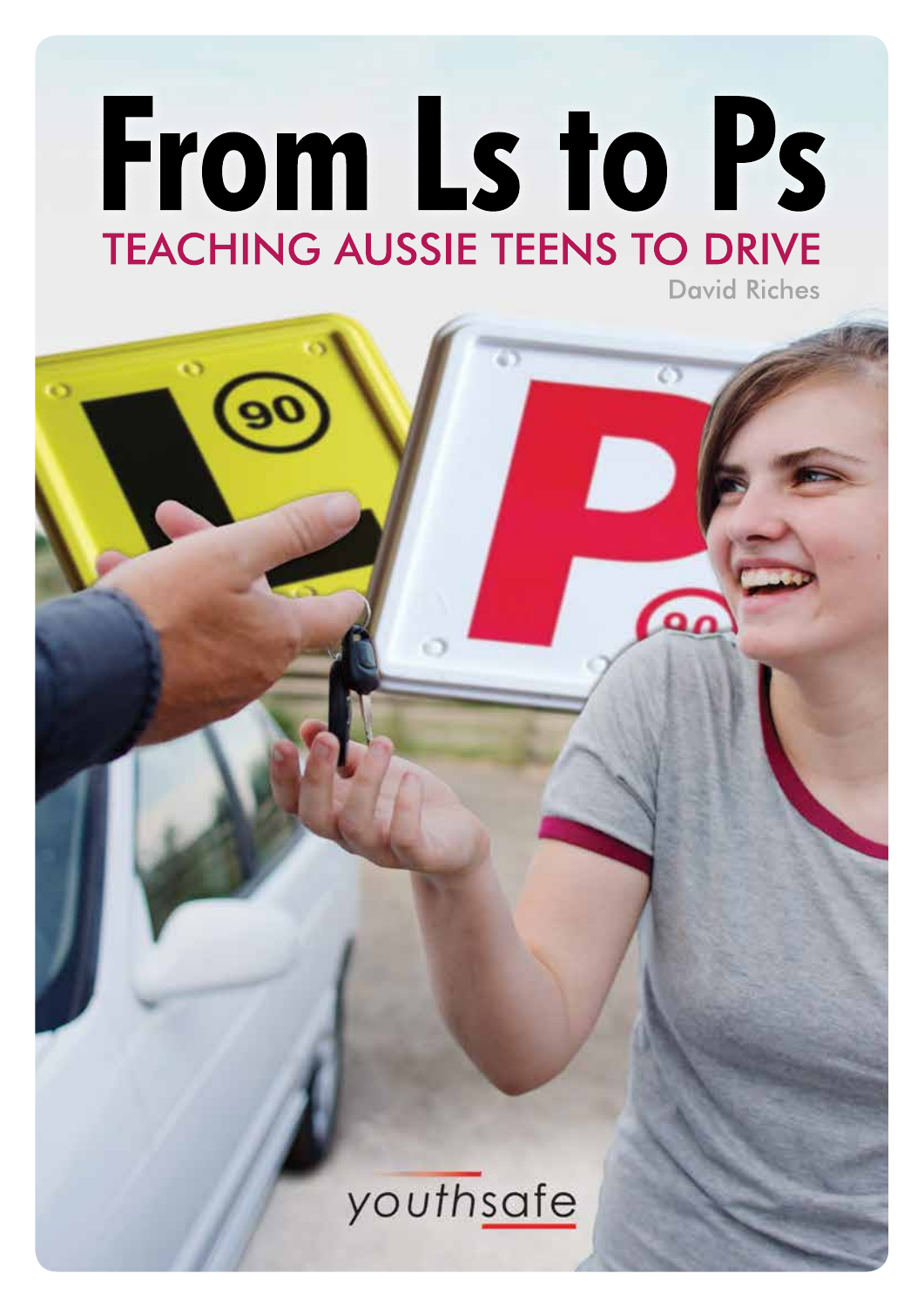# From Ls to Ps

## TEACHING AUSSIE TEENS TO DRIVE

David Riches

youthsafe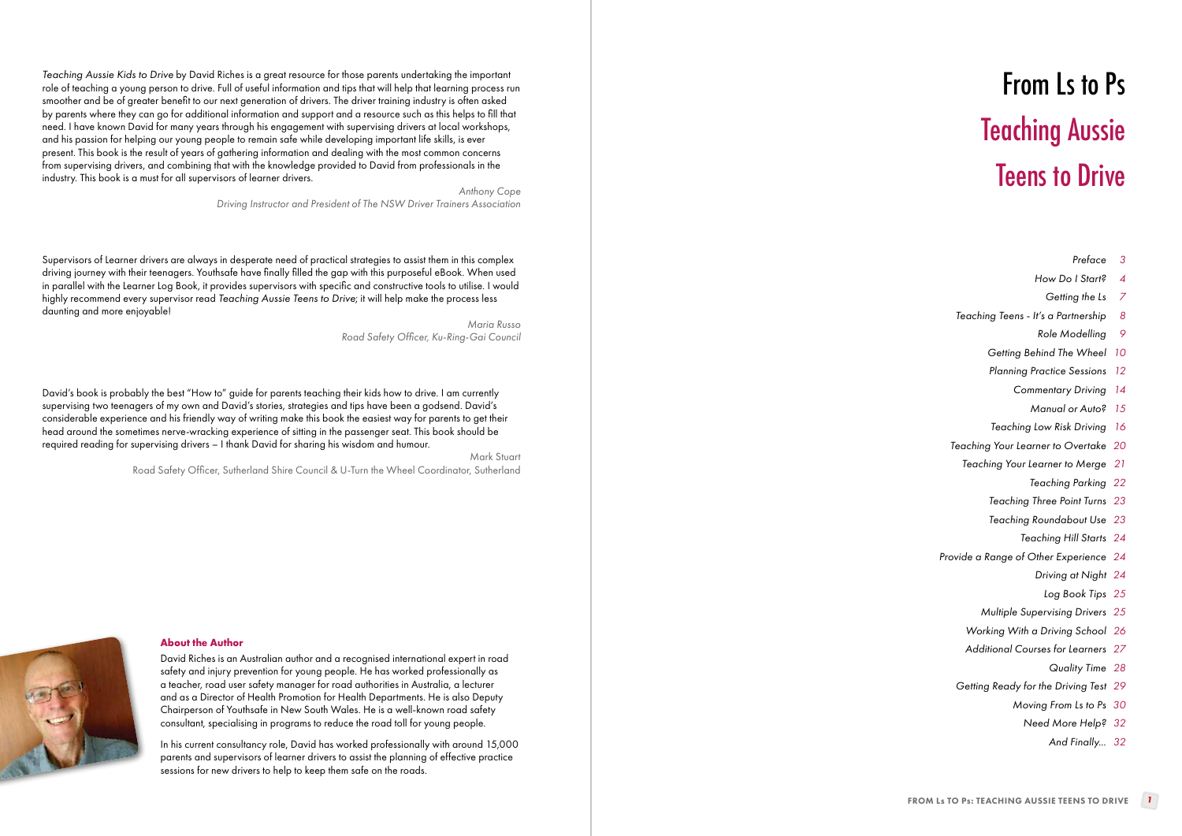*Teaching Aussie Kids to Drive* by David Riches is a great resource for those parents undertaking the important role of teaching a young person to drive. Full of useful information and tips that will help that learning process run smoother and be of greater benefit to our next generation of drivers. The driver training industry is often asked by parents where they can go for additional information and support and a resource such as this helps to fill that need. I have known David for many years through his engagement with supervising drivers at local workshops, and his passion for helping our young people to remain safe while developing important life skills, is ever present. This book is the result of years of gathering information and dealing with the most common concerns from supervising drivers, and combining that with the knowledge provided to David from professionals in the industry. This book is a must for all supervisors of learner drivers.

*Anthony Cope*
*Driving Instructor and President of The NSW Driver Trainers Association*

Supervisors of Learner drivers are always in desperate need of practical strategies to assist them in this complex driving journey with their teenagers. Youthsafe have finally filled the gap with this purposeful eBook. When used in parallel with the Learner Log Book, it provides supervisors with specific and constructive tools to utilise. I would highly recommend every supervisor read *Teaching Aussie Teens to Drive*; it will help make the process less daunting and more enjoyable!

*Maria Russo*
*Road Safety Officer, Ku-Ring-Gai Council*

David's book is probably the best "How to" guide for parents teaching their kids how to drive. I am currently supervising two teenagers of my own and David's stories, strategies and tips have been a godsend. David's considerable experience and his friendly way of writing make this book the easiest way for parents to get their head around the sometimes nerve-wracking experience of sitting in the passenger seat. This book should be required reading for supervising drivers – I thank David for sharing his wisdom and humour.

Mark Stuart
Road Safety Officer, Sutherland Shire Council & U-Turn the Wheel Coordinator, Sutherland

**About the Author**

David Riches is an Australian author and a recognised international expert in road safety and injury prevention for young people. He has worked professionally as a teacher, road user safety manager for road authorities in Australia, a lecturer and as a Director of Health Promotion for Health Departments. He is also Deputy Chairperson of Youthsafe in New South Wales. He is a well-known road safety consultant, specialising in programs to reduce the road toll for young people.

In his current consultancy role, David has worked professionally with around 15,000 parents and supervisors of learner drivers to assist the planning of effective practice sessions for new drivers to help to keep them safe on the roads.

# From Ls to Ps
# Teaching Aussie Teens to Drive

*Preface 3*
*How Do I Start? 4*
*Getting the Ls 7*
*Teaching Teens - It's a Partnership 8*
*Role Modelling 9*
*Getting Behind The Wheel 10*
*Planning Practice Sessions 12*
*Commentary Driving 14*
*Manual or Auto? 15*
*Teaching Low Risk Driving 16*
*Teaching Your Learner to Overtake 20*
*Teaching Your Learner to Merge 21*
*Teaching Parking 22*
*Teaching Three Point Turns 23*
*Teaching Roundabout Use 23*
*Teaching Hill Starts 24*
*Provide a Range of Other Experience 24*
*Driving at Night 24*
*Log Book Tips 25*
*Multiple Supervising Drivers 25*
*Working With a Driving School 26*
*Additional Courses for Learners 27*
*Quality Time 28*
*Getting Ready for the Driving Test 29*
*Moving From Ls to Ps 30*
*Need More Help? 32*
*And Finally... 32*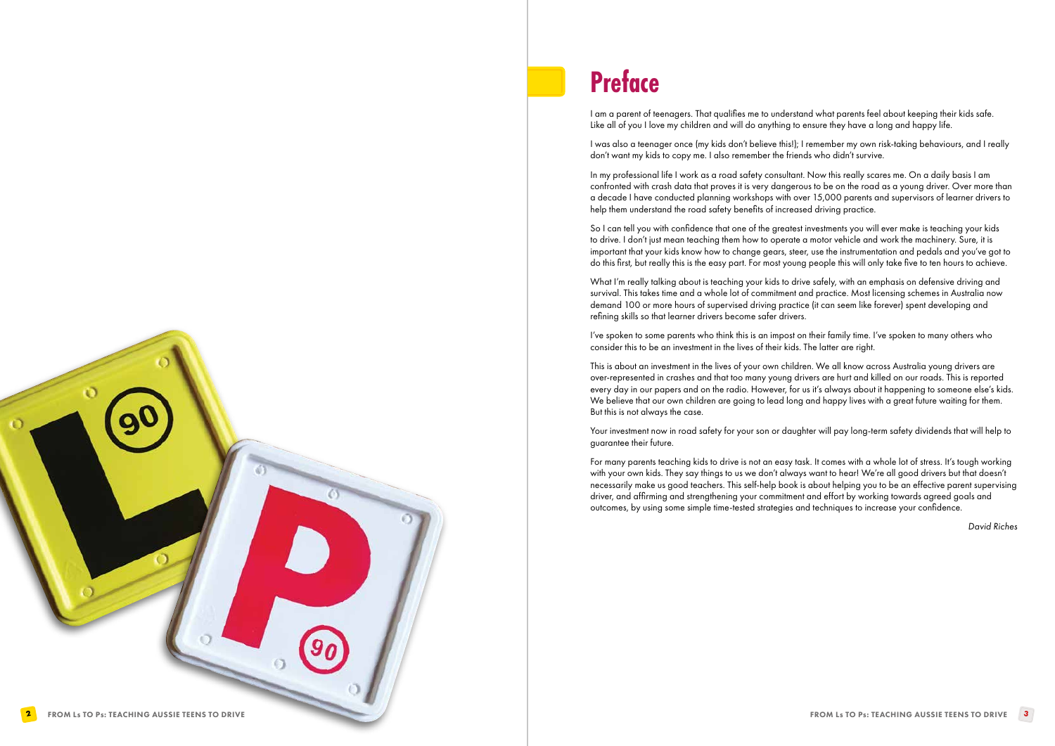# Preface

I am a parent of teenagers. That qualifies me to understand what parents feel about keeping their kids safe. Like all of you I love my children and will do anything to ensure they have a long and happy life.

I was also a teenager once (my kids don't believe this!); I remember my own risk-taking behaviours, and I really don't want my kids to copy me. I also remember the friends who didn't survive.

In my professional life I work as a road safety consultant. Now this really scares me. On a daily basis I am confronted with crash data that proves it is very dangerous to be on the road as a young driver. Over more than a decade I have conducted planning workshops with over 15,000 parents and supervisors of learner drivers to help them understand the road safety benefits of increased driving practice.

So I can tell you with confidence that one of the greatest investments you will ever make is teaching your kids to drive. I don't just mean teaching them how to operate a motor vehicle and work the machinery. Sure, it is important that your kids know how to change gears, steer, use the instrumentation and pedals and you've got to do this first, but really this is the easy part. For most young people this will only take five to ten hours to achieve.

What I'm really talking about is teaching your kids to drive safely, with an emphasis on defensive driving and survival. This takes time and a whole lot of commitment and practice. Most licensing schemes in Australia now demand 100 or more hours of supervised driving practice (it can seem like forever) spent developing and refining skills so that learner drivers become safer drivers.

I've spoken to some parents who think this is an impost on their family time. I've spoken to many others who consider this to be an investment in the lives of their kids. The latter are right.

This is about an investment in the lives of your own children. We all know across Australia young drivers are over-represented in crashes and that too many young drivers are hurt and killed on our roads. This is reported every day in our papers and on the radio. However, for us it's always about it happening to someone else's kids. We believe that our own children are going to lead long and happy lives with a great future waiting for them. But this is not always the case.

Your investment now in road safety for your son or daughter will pay long-term safety dividends that will help to guarantee their future.

For many parents teaching kids to drive is not an easy task. It comes with a whole lot of stress. It's tough working with your own kids. They say things to us we don't always want to hear! We're all good drivers but that doesn't necessarily make us good teachers. This self-help book is about helping you to be an effective parent supervising driver, and affirming and strengthening your commitment and effort by working towards agreed goals and outcomes, by using some simple time-tested strategies and techniques to increase your confidence.

*David Riches*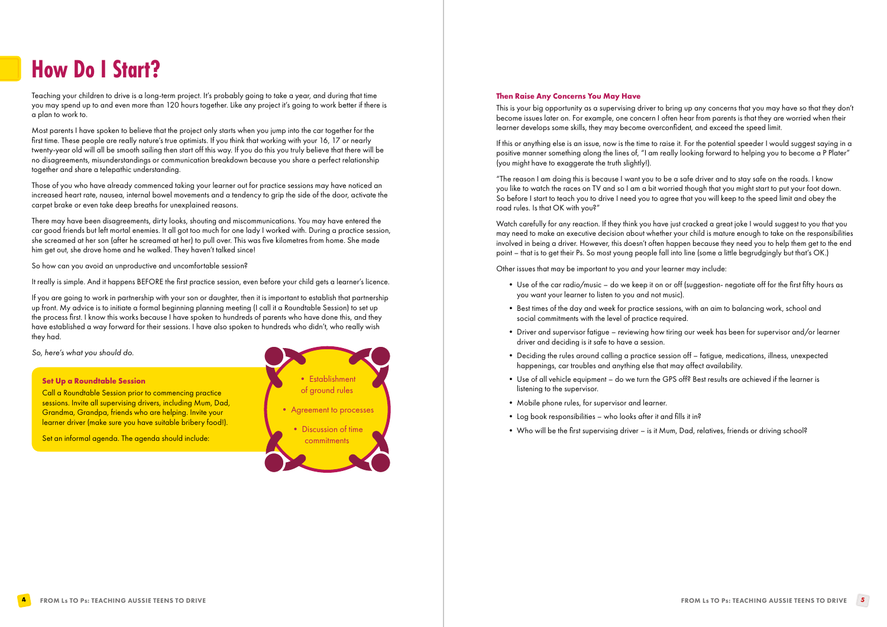# How Do I Start?

Teaching your children to drive is a long-term project. It's probably going to take a year, and during that time you may spend up to and even more than 120 hours together. Like any project it's going to work better if there is a plan to work to.

Most parents I have spoken to believe that the project only starts when you jump into the car together for the first time. These people are really nature's true optimists. If you think that working with your 16, 17 or nearly twenty-year old will all be smooth sailing then start off this way. If you do this you truly believe that there will be no disagreements, misunderstandings or communication breakdown because you share a perfect relationship together and share a telepathic understanding.

Those of you who have already commenced taking your learner out for practice sessions may have noticed an increased heart rate, nausea, internal bowel movements and a tendency to grip the side of the door, activate the carpet brake or even take deep breaths for unexplained reasons.

There may have been disagreements, dirty looks, shouting and miscommunications. You may have entered the car good friends but left mortal enemies. It all got too much for one lady I worked with. During a practice session, she screamed at her son (after he screamed at her) to pull over. This was five kilometres from home. She made him get out, she drove home and he walked. They haven't talked since!

So how can you avoid an unproductive and uncomfortable session?

It really is simple. And it happens BEFORE the first practice session, even before your child gets a learner's licence.

If you are going to work in partnership with your son or daughter, then it is important to establish that partnership up front. My advice is to initiate a formal beginning planning meeting (I call it a Roundtable Session) to set up the process first. I know this works because I have spoken to hundreds of parents who have done this, and they have established a way forward for their sessions. I have also spoken to hundreds who didn't, who really wish they had.

*So, here's what you should do.*

### Set Up a Roundtable Session

Call a Roundtable Session prior to commencing practice sessions. Invite all supervising drivers, including Mum, Dad, Grandma, Grandpa, friends who are helping. Invite your learner driver (make sure you have suitable bribery food!).

Set an informal agenda. The agenda should include:

- Establishment of ground rules
- Agreement to processes
- Discussion of time commitments

### Then Raise Any Concerns You May Have

This is your big opportunity as a supervising driver to bring up any concerns that you may have so that they don't become issues later on. For example, one concern I often hear from parents is that they are worried when their learner develops some skills, they may become overconfident, and exceed the speed limit.

If this or anything else is an issue, now is the time to raise it. For the potential speeder I would suggest saying in a positive manner something along the lines of, "I am really looking forward to helping you to become a P Plater" (you might have to exaggerate the truth slightly!).

"The reason I am doing this is because I want you to be a safe driver and to stay safe on the roads. I know you like to watch the races on TV and so I am a bit worried though that you might start to put your foot down. So before I start to teach you to drive I need you to agree that you will keep to the speed limit and obey the road rules. Is that OK with you?"

Watch carefully for any reaction. If they think you have just cracked a great joke I would suggest to you that you may need to make an executive decision about whether your child is mature enough to take on the responsibilities involved in being a driver. However, this doesn't often happen because they need you to help them get to the end point – that is to get their Ps. So most young people fall into line (some a little begrudgingly but that's OK.)

Other issues that may be important to you and your learner may include:

- Use of the car radio/music – do we keep it on or off (suggestion- negotiate off for the first fifty hours as you want your learner to listen to you and not music).
- Best times of the day and week for practice sessions, with an aim to balancing work, school and social commitments with the level of practice required.
- Driver and supervisor fatigue – reviewing how tiring our week has been for supervisor and/or learner driver and deciding is it safe to have a session.
- Deciding the rules around calling a practice session off – fatigue, medications, illness, unexpected happenings, car troubles and anything else that may affect availability.
- Use of all vehicle equipment – do we turn the GPS off? Best results are achieved if the learner is listening to the supervisor.
- Mobile phone rules, for supervisor and learner.
- Log book responsibilities – who looks after it and fills it in?
- Who will be the first supervising driver – is it Mum, Dad, relatives, friends or driving school?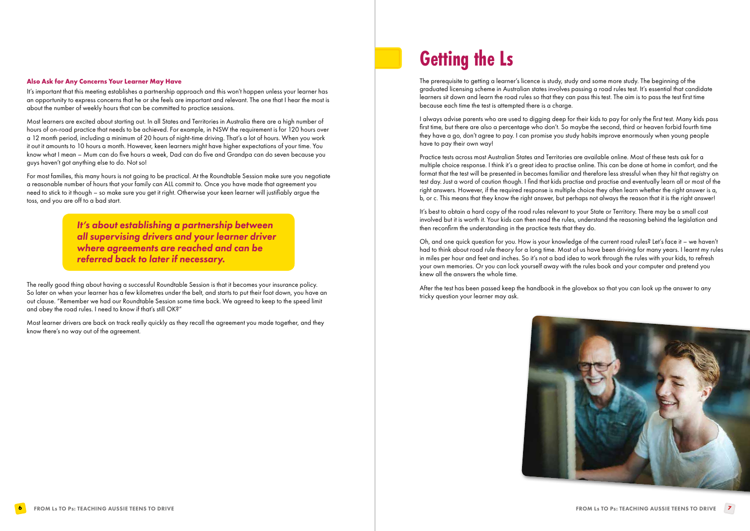### Also Ask for Any Concerns Your Learner May Have

It's important that this meeting establishes a partnership approach and this won't happen unless your learner has an opportunity to express concerns that he or she feels are important and relevant. The one that I hear the most is about the number of weekly hours that can be committed to practice sessions.

Most learners are excited about starting out. In all States and Territories in Australia there are a high number of hours of on-road practice that needs to be achieved. For example, in NSW the requirement is for 120 hours over a 12 month period, including a minimum of 20 hours of night-time driving. That's a lot of hours. When you work it out it amounts to 10 hours a month. However, keen learners might have higher expectations of your time. You know what I mean – Mum can do five hours a week, Dad can do five and Grandpa can do seven because you guys haven't got anything else to do. Not so!

For most families, this many hours is not going to be practical. At the Roundtable Session make sure you negotiate a reasonable number of hours that your family can ALL commit to. Once you have made that agreement you need to stick to it though – so make sure you get it right. Otherwise your keen learner will justifiably argue the toss, and you are off to a bad start.

> ***It's about establishing a partnership between all supervising drivers and your learner driver where agreements are reached and can be referred back to later if necessary.***

The really good thing about having a successful Roundtable Session is that it becomes your insurance policy. So later on when your learner has a few kilometres under the belt, and starts to put their foot down, you have an out clause. "Remember we had our Roundtable Session some time back. We agreed to keep to the speed limit and obey the road rules. I need to know if that's still OK?"

Most learner drivers are back on track really quickly as they recall the agreement you made together, and they know there's no way out of the agreement.

# Getting the Ls

The prerequisite to getting a learner's licence is study, study and some more study. The beginning of the graduated licensing scheme in Australian states involves passing a road rules test. It's essential that candidate learners sit down and learn the road rules so that they can pass this test. The aim is to pass the test first time because each time the test is attempted there is a charge.

I always advise parents who are used to digging deep for their kids to pay for only the first test. Many kids pass first time, but there are also a percentage who don't. So maybe the second, third or heaven forbid fourth time they have a go, don't agree to pay. I can promise you study habits improve enormously when young people have to pay their own way!

Practice tests across most Australian States and Territories are available online. Most of these tests ask for a multiple choice response. I think it's a great idea to practise online. This can be done at home in comfort, and the format that the test will be presented in becomes familiar and therefore less stressful when they hit that registry on test day. Just a word of caution though. I find that kids practise and practise and eventually learn all or most of the right answers. However, if the required response is multiple choice they often learn whether the right answer is a, b, or c. This means that they know the right answer, but perhaps not always the reason that it is the right answer!

It's best to obtain a hard copy of the road rules relevant to your State or Territory. There may be a small cost involved but it is worth it. Your kids can then read the rules, understand the reasoning behind the legislation and then reconfirm the understanding in the practice tests that they do.

Oh, and one quick question for you. How is your knowledge of the current road rules? Let's face it – we haven't had to think about road rule theory for a long time. Most of us have been driving for many years. I learnt my rules in miles per hour and feet and inches. So it's not a bad idea to work through the rules with your kids, to refresh your own memories. Or you can lock yourself away with the rules book and your computer and pretend you knew all the answers the whole time.

After the test has been passed keep the handbook in the glovebox so that you can look up the answer to any tricky question your learner may ask.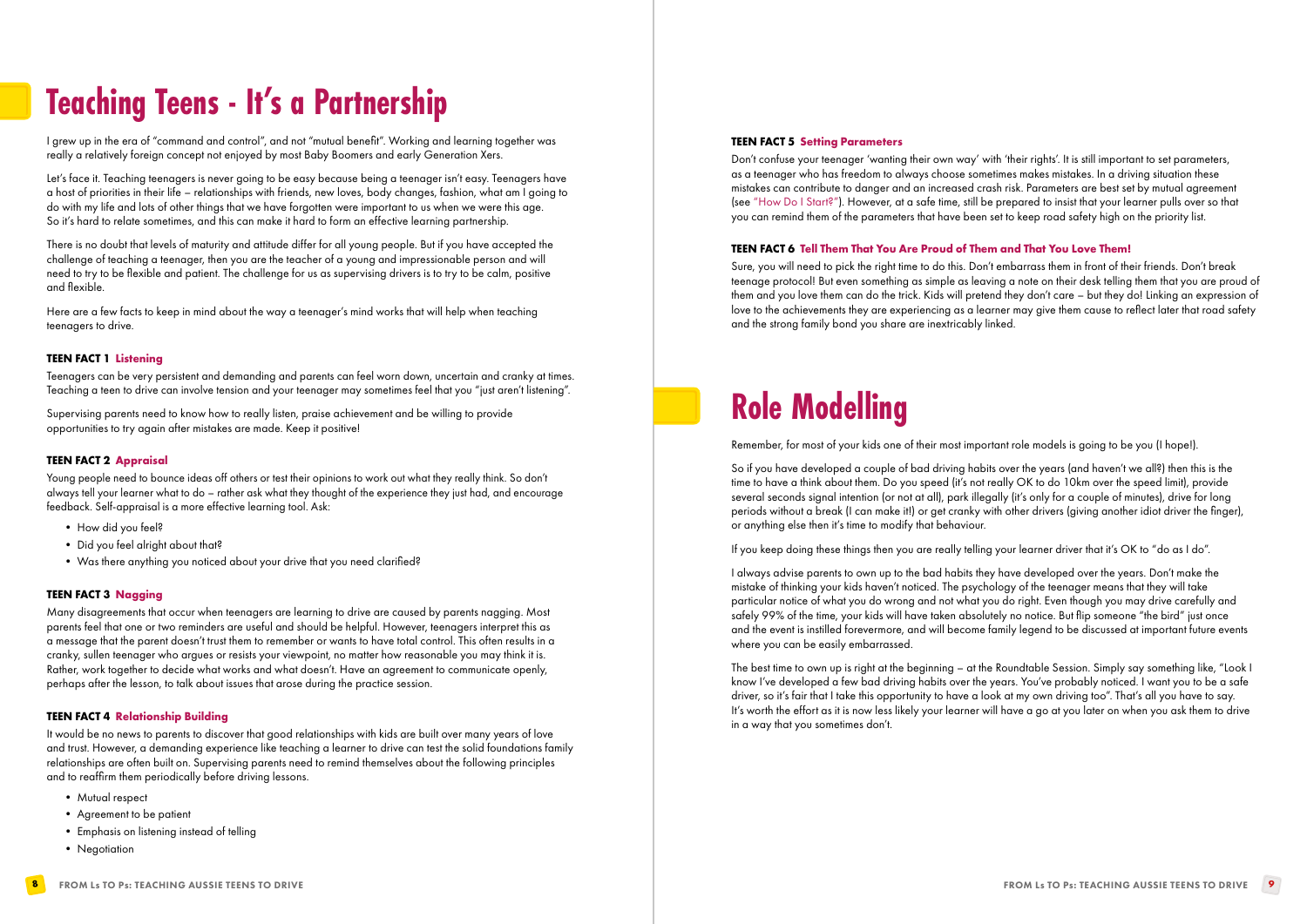# Teaching Teens - It's a Partnership

I grew up in the era of "command and control", and not "mutual benefit". Working and learning together was really a relatively foreign concept not enjoyed by most Baby Boomers and early Generation Xers.

Let's face it. Teaching teenagers is never going to be easy because being a teenager isn't easy. Teenagers have a host of priorities in their life – relationships with friends, new loves, body changes, fashion, what am I going to do with my life and lots of other things that we have forgotten were important to us when we were this age. So it's hard to relate sometimes, and this can make it hard to form an effective learning partnership.

There is no doubt that levels of maturity and attitude differ for all young people. But if you have accepted the challenge of teaching a teenager, then you are the teacher of a young and impressionable person and will need to try to be flexible and patient. The challenge for us as supervising drivers is to try to be calm, positive and flexible.

Here are a few facts to keep in mind about the way a teenager's mind works that will help when teaching teenagers to drive.

### TEEN FACT 1 Listening

Teenagers can be very persistent and demanding and parents can feel worn down, uncertain and cranky at times. Teaching a teen to drive can involve tension and your teenager may sometimes feel that you "just aren't listening".

Supervising parents need to know how to really listen, praise achievement and be willing to provide opportunities to try again after mistakes are made. Keep it positive!

### TEEN FACT 2 Appraisal

Young people need to bounce ideas off others or test their opinions to work out what they really think. So don't always tell your learner what to do – rather ask what they thought of the experience they just had, and encourage feedback. Self-appraisal is a more effective learning tool. Ask:

- How did you feel?
- Did you feel alright about that?
- Was there anything you noticed about your drive that you need clarified?

### TEEN FACT 3 Nagging

Many disagreements that occur when teenagers are learning to drive are caused by parents nagging. Most parents feel that one or two reminders are useful and should be helpful. However, teenagers interpret this as a message that the parent doesn't trust them to remember or wants to have total control. This often results in a cranky, sullen teenager who argues or resists your viewpoint, no matter how reasonable you may think it is. Rather, work together to decide what works and what doesn't. Have an agreement to communicate openly, perhaps after the lesson, to talk about issues that arose during the practice session.

### TEEN FACT 4 Relationship Building

It would be no news to parents to discover that good relationships with kids are built over many years of love and trust. However, a demanding experience like teaching a learner to drive can test the solid foundations family relationships are often built on. Supervising parents need to remind themselves about the following principles and to reaffirm them periodically before driving lessons.

- Mutual respect
- Agreement to be patient
- Emphasis on listening instead of telling
- Negotiation

### TEEN FACT 5 Setting Parameters

Don't confuse your teenager 'wanting their own way' with 'their rights'. It is still important to set parameters, as a teenager who has freedom to always choose sometimes makes mistakes. In a driving situation these mistakes can contribute to danger and an increased crash risk. Parameters are best set by mutual agreement (see "How Do I Start?"). However, at a safe time, still be prepared to insist that your learner pulls over so that you can remind them of the parameters that have been set to keep road safety high on the priority list.

### TEEN FACT 6 Tell Them That You Are Proud of Them and That You Love Them!

Sure, you will need to pick the right time to do this. Don't embarrass them in front of their friends. Don't break teenage protocol! But even something as simple as leaving a note on their desk telling them that you are proud of them and you love them can do the trick. Kids will pretend they don't care – but they do! Linking an expression of love to the achievements they are experiencing as a learner may give them cause to reflect later that road safety and the strong family bond you share are inextricably linked.

# Role Modelling

Remember, for most of your kids one of their most important role models is going to be you (I hope!).

So if you have developed a couple of bad driving habits over the years (and haven't we all?) then this is the time to have a think about them. Do you speed (it's not really OK to do 10km over the speed limit), provide several seconds signal intention (or not at all), park illegally (it's only for a couple of minutes), drive for long periods without a break (I can make it!) or get cranky with other drivers (giving another idiot driver the finger), or anything else then it's time to modify that behaviour.

If you keep doing these things then you are really telling your learner driver that it's OK to "do as I do".

I always advise parents to own up to the bad habits they have developed over the years. Don't make the mistake of thinking your kids haven't noticed. The psychology of the teenager means that they will take particular notice of what you do wrong and not what you do right. Even though you may drive carefully and safely 99% of the time, your kids will have taken absolutely no notice. But flip someone "the bird" just once and the event is instilled forevermore, and will become family legend to be discussed at important future events where you can be easily embarrassed.

The best time to own up is right at the beginning – at the Roundtable Session. Simply say something like, "Look I know I've developed a few bad driving habits over the years. You've probably noticed. I want you to be a safe driver, so it's fair that I take this opportunity to have a look at my own driving too". That's all you have to say. It's worth the effort as it is now less likely your learner will have a go at you later on when you ask them to drive in a way that you sometimes don't.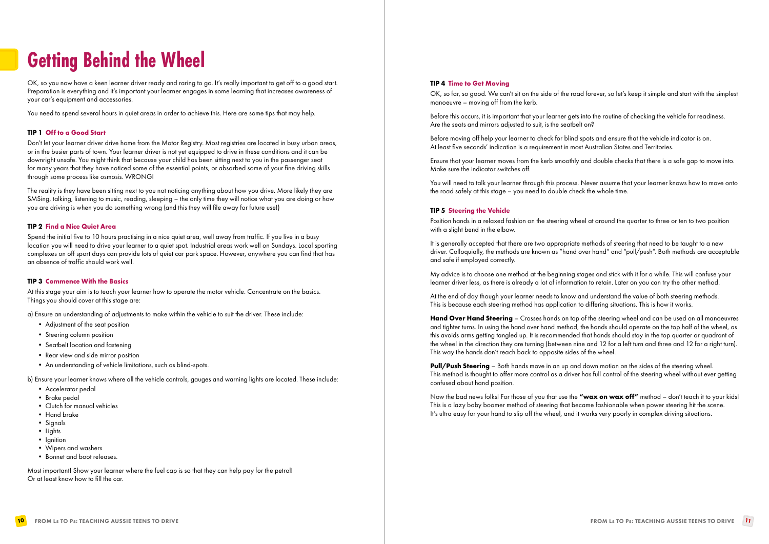# Getting Behind the Wheel

OK, so you now have a keen learner driver ready and raring to go. It's really important to get off to a good start. Preparation is everything and it's important your learner engages in some learning that increases awareness of your car's equipment and accessories.

You need to spend several hours in quiet areas in order to achieve this. Here are some tips that may help.

### TIP 1 Off to a Good Start

Don't let your learner driver drive home from the Motor Registry. Most registries are located in busy urban areas, or in the busier parts of town. Your learner driver is not yet equipped to drive in these conditions and it can be downright unsafe. You might think that because your child has been sitting next to you in the passenger seat for many years that they have noticed some of the essential points, or absorbed some of your fine driving skills through some process like osmosis. WRONG!

The reality is they have been sitting next to you not noticing anything about how you drive. More likely they are SMSing, talking, listening to music, reading, sleeping – the only time they will notice what you are doing or how you are driving is when you do something wrong (and this they will file away for future use!)

### TIP 2 Find a Nice Quiet Area

Spend the initial five to 10 hours practising in a nice quiet area, well away from traffic. If you live in a busy location you will need to drive your learner to a quiet spot. Industrial areas work well on Sundays. Local sporting complexes on off sport days can provide lots of quiet car park space. However, anywhere you can find that has an absence of traffic should work well.

### TIP 3 Commence With the Basics

At this stage your aim is to teach your learner how to operate the motor vehicle. Concentrate on the basics. Things you should cover at this stage are:

a) Ensure an understanding of adjustments to make within the vehicle to suit the driver. These include:

- Adjustment of the seat position
- Steering column position
- Seatbelt location and fastening
- Rear view and side mirror position
- An understanding of vehicle limitations, such as blind-spots.

b) Ensure your learner knows where all the vehicle controls, gauges and warning lights are located. These include:

- Accelerator pedal
- Brake pedal
- Clutch for manual vehicles
- Hand brake
- Signals
- Lights
- Ignition
- Wipers and washers
- Bonnet and boot releases.

Most important! Show your learner where the fuel cap is so that they can help pay for the petrol! Or at least know how to fill the car.

### TIP 4 Time to Get Moving

OK, so far, so good. We can't sit on the side of the road forever, so let's keep it simple and start with the simplest manoeuvre – moving off from the kerb.

Before this occurs, it is important that your learner gets into the routine of checking the vehicle for readiness. Are the seats and mirrors adjusted to suit, is the seatbelt on?

Before moving off help your learner to check for blind spots and ensure that the vehicle indicator is on. At least five seconds' indication is a requirement in most Australian States and Territories.

Ensure that your learner moves from the kerb smoothly and double checks that there is a safe gap to move into. Make sure the indicator switches off.

You will need to talk your learner through this process. Never assume that your learner knows how to move onto the road safely at this stage – you need to double check the whole time.

### TIP 5 Steering the Vehicle

Position hands in a relaxed fashion on the steering wheel at around the quarter to three or ten to two position with a slight bend in the elbow.

It is generally accepted that there are two appropriate methods of steering that need to be taught to a new driver. Colloquially, the methods are known as "hand over hand" and "pull/push". Both methods are acceptable and safe if employed correctly.

My advice is to choose one method at the beginning stages and stick with it for a while. This will confuse your learner driver less, as there is already a lot of information to retain. Later on you can try the other method.

At the end of day though your learner needs to know and understand the value of both steering methods. This is because each steering method has application to differing situations. This is how it works.

**Hand Over Hand Steering** – Crosses hands on top of the steering wheel and can be used on all manoeuvres and tighter turns. In using the hand over hand method, the hands should operate on the top half of the wheel, as this avoids arms getting tangled up. It is recommended that hands should stay in the top quarter or quadrant of the wheel in the direction they are turning (between nine and 12 for a left turn and three and 12 for a right turn). This way the hands don't reach back to opposite sides of the wheel.

**Pull/Push Steering** – Both hands move in an up and down motion on the sides of the steering wheel. This method is thought to offer more control as a driver has full control of the steering wheel without ever getting confused about hand position.

Now the bad news folks! For those of you that use the **"wax on wax off"** method – don't teach it to your kids! This is a lazy baby boomer method of steering that became fashionable when power steering hit the scene. It's ultra easy for your hand to slip off the wheel, and it works very poorly in complex driving situations.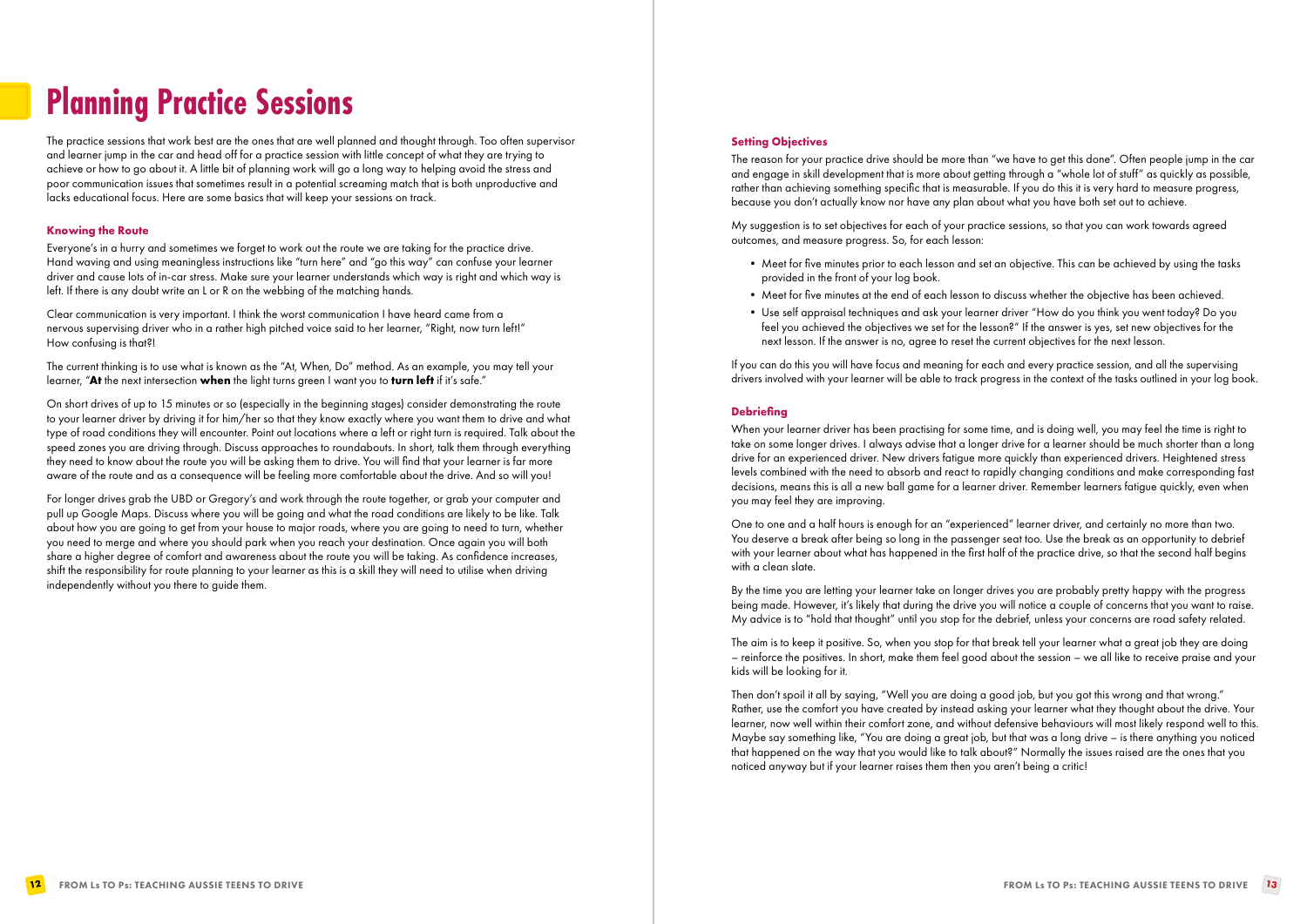# Planning Practice Sessions

The practice sessions that work best are the ones that are well planned and thought through. Too often supervisor and learner jump in the car and head off for a practice session with little concept of what they are trying to achieve or how to go about it. A little bit of planning work will go a long way to helping avoid the stress and poor communication issues that sometimes result in a potential screaming match that is both unproductive and lacks educational focus. Here are some basics that will keep your sessions on track.

### Knowing the Route

Everyone's in a hurry and sometimes we forget to work out the route we are taking for the practice drive. Hand waving and using meaningless instructions like "turn here" and "go this way" can confuse your learner driver and cause lots of in-car stress. Make sure your learner understands which way is right and which way is left. If there is any doubt write an L or R on the webbing of the matching hands.

Clear communication is very important. I think the worst communication I have heard came from a nervous supervising driver who in a rather high pitched voice said to her learner, "Right, now turn left!" How confusing is that?!

The current thinking is to use what is known as the "At, When, Do" method. As an example, you may tell your learner, "**At** the next intersection **when** the light turns green I want you to **turn left** if it's safe."

On short drives of up to 15 minutes or so (especially in the beginning stages) consider demonstrating the route to your learner driver by driving it for him/her so that they know exactly where you want them to drive and what type of road conditions they will encounter. Point out locations where a left or right turn is required. Talk about the speed zones you are driving through. Discuss approaches to roundabouts. In short, talk them through everything they need to know about the route you will be asking them to drive. You will find that your learner is far more aware of the route and as a consequence will be feeling more comfortable about the drive. And so will you!

For longer drives grab the UBD or Gregory's and work through the route together, or grab your computer and pull up Google Maps. Discuss where you will be going and what the road conditions are likely to be like. Talk about how you are going to get from your house to major roads, where you are going to need to turn, whether you need to merge and where you should park when you reach your destination. Once again you will both share a higher degree of comfort and awareness about the route you will be taking. As confidence increases, shift the responsibility for route planning to your learner as this is a skill they will need to utilise when driving independently without you there to guide them.

### Setting Objectives

The reason for your practice drive should be more than "we have to get this done". Often people jump in the car and engage in skill development that is more about getting through a "whole lot of stuff" as quickly as possible, rather than achieving something specific that is measurable. If you do this it is very hard to measure progress, because you don't actually know nor have any plan about what you have both set out to achieve.

My suggestion is to set objectives for each of your practice sessions, so that you can work towards agreed outcomes, and measure progress. So, for each lesson:

- Meet for five minutes prior to each lesson and set an objective. This can be achieved by using the tasks provided in the front of your log book.
- Meet for five minutes at the end of each lesson to discuss whether the objective has been achieved.
- Use self appraisal techniques and ask your learner driver "How do you think you went today? Do you feel you achieved the objectives we set for the lesson?" If the answer is yes, set new objectives for the next lesson. If the answer is no, agree to reset the current objectives for the next lesson.

If you can do this you will have focus and meaning for each and every practice session, and all the supervising drivers involved with your learner will be able to track progress in the context of the tasks outlined in your log book.

### Debriefing

When your learner driver has been practising for some time, and is doing well, you may feel the time is right to take on some longer drives. I always advise that a longer drive for a learner should be much shorter than a long drive for an experienced driver. New drivers fatigue more quickly than experienced drivers. Heightened stress levels combined with the need to absorb and react to rapidly changing conditions and make corresponding fast decisions, means this is all a new ball game for a learner driver. Remember learners fatigue quickly, even when you may feel they are improving.

One to one and a half hours is enough for an "experienced" learner driver, and certainly no more than two. You deserve a break after being so long in the passenger seat too. Use the break as an opportunity to debrief with your learner about what has happened in the first half of the practice drive, so that the second half begins with a clean slate.

By the time you are letting your learner take on longer drives you are probably pretty happy with the progress being made. However, it's likely that during the drive you will notice a couple of concerns that you want to raise. My advice is to "hold that thought" until you stop for the debrief, unless your concerns are road safety related.

The aim is to keep it positive. So, when you stop for that break tell your learner what a great job they are doing – reinforce the positives. In short, make them feel good about the session – we all like to receive praise and your kids will be looking for it.

Then don't spoil it all by saying, "Well you are doing a good job, but you got this wrong and that wrong." Rather, use the comfort you have created by instead asking your learner what they thought about the drive. Your learner, now well within their comfort zone, and without defensive behaviours will most likely respond well to this. Maybe say something like, "You are doing a great job, but that was a long drive – is there anything you noticed that happened on the way that you would like to talk about?" Normally the issues raised are the ones that you noticed anyway but if your learner raises them then you aren't being a critic!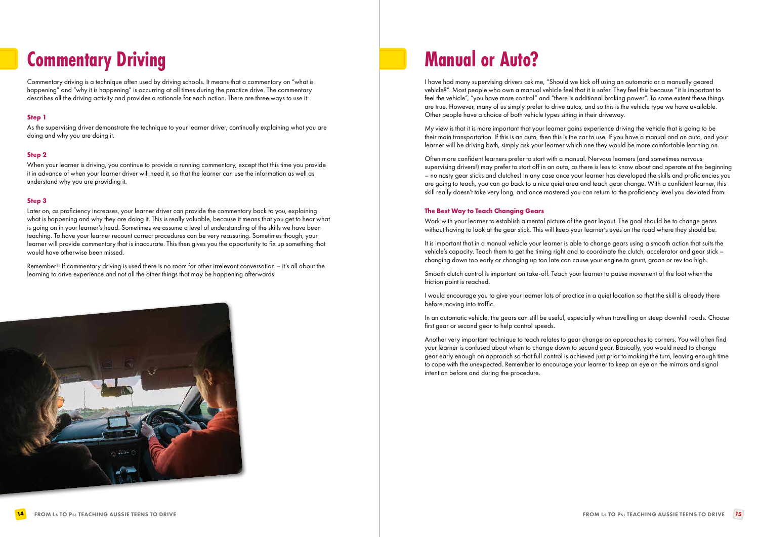# Commentary Driving

Commentary driving is a technique often used by driving schools. It means that a commentary on "what is happening" and "why it is happening" is occurring at all times during the practice drive. The commentary describes all the driving activity and provides a rationale for each action. There are three ways to use it:

### Step 1

As the supervising driver demonstrate the technique to your learner driver, continually explaining what you are doing and why you are doing it.

### Step 2

When your learner is driving, you continue to provide a running commentary, except that this time you provide it in advance of when your learner driver will need it, so that the learner can use the information as well as understand why you are providing it.

### Step 3

Later on, as proficiency increases, your learner driver can provide the commentary back to you, explaining what is happening and why they are doing it. This is really valuable, because it means that you get to hear what is going on in your learner's head. Sometimes we assume a level of understanding of the skills we have been teaching. To have your learner recount correct procedures can be very reassuring. Sometimes though, your learner will provide commentary that is inaccurate. This then gives you the opportunity to fix up something that would have otherwise been missed.

Remember!! If commentary driving is used there is no room for other irrelevant conversation – it's all about the learning to drive experience and not all the other things that may be happening afterwards.

# Manual or Auto?

I have had many supervising drivers ask me, "Should we kick off using an automatic or a manually geared vehicle?". Most people who own a manual vehicle feel that it is safer. They feel this because "it is important to feel the vehicle", "you have more control" and "there is additional braking power". To some extent these things are true. However, many of us simply prefer to drive autos, and so this is the vehicle type we have available. Other people have a choice of both vehicle types sitting in their driveway.

My view is that it is more important that your learner gains experience driving the vehicle that is going to be their main transportation. If this is an auto, then this is the car to use. If you have a manual and an auto, and your learner will be driving both, simply ask your learner which one they would be more comfortable learning on.

Often more confident learners prefer to start with a manual. Nervous learners (and sometimes nervous supervising drivers!) may prefer to start off in an auto, as there is less to know about and operate at the beginning – no nasty gear sticks and clutches! In any case once your learner has developed the skills and proficiencies you are going to teach, you can go back to a nice quiet area and teach gear change. With a confident learner, this skill really doesn't take very long, and once mastered you can return to the proficiency level you deviated from.

### The Best Way to Teach Changing Gears

Work with your learner to establish a mental picture of the gear layout. The goal should be to change gears without having to look at the gear stick. This will keep your learner's eyes on the road where they should be.

It is important that in a manual vehicle your learner is able to change gears using a smooth action that suits the vehicle's capacity. Teach them to get the timing right and to coordinate the clutch, accelerator and gear stick – changing down too early or changing up too late can cause your engine to grunt, groan or rev too high.

Smooth clutch control is important on take-off. Teach your learner to pause movement of the foot when the friction point is reached.

I would encourage you to give your learner lots of practice in a quiet location so that the skill is already there before moving into traffic.

In an automatic vehicle, the gears can still be useful, especially when travelling on steep downhill roads. Choose first gear or second gear to help control speeds.

Another very important technique to teach relates to gear change on approaches to corners. You will often find your learner is confused about when to change down to second gear. Basically, you would need to change gear early enough on approach so that full control is achieved just prior to making the turn, leaving enough time to cope with the unexpected. Remember to encourage your learner to keep an eye on the mirrors and signal intention before and during the procedure.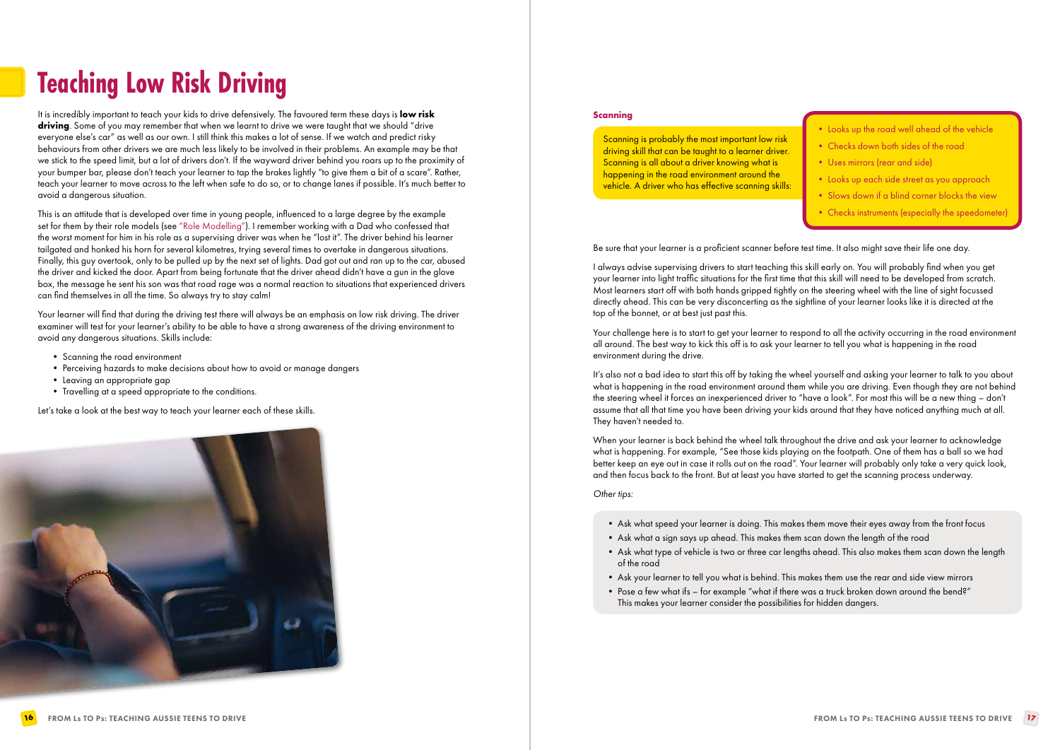# Teaching Low Risk Driving

It is incredibly important to teach your kids to drive defensively. The favoured term these days is **low risk driving**. Some of you may remember that when we learnt to drive we were taught that we should "drive everyone else's car" as well as our own. I still think this makes a lot of sense. If we watch and predict risky behaviours from other drivers we are much less likely to be involved in their problems. An example may be that we stick to the speed limit, but a lot of drivers don't. If the wayward driver behind you roars up to the proximity of your bumper bar, please don't teach your learner to tap the brakes lightly "to give them a bit of a scare". Rather, teach your learner to move across to the left when safe to do so, or to change lanes if possible. It's much better to avoid a dangerous situation.

This is an attitude that is developed over time in young people, influenced to a large degree by the example set for them by their role models (see "Role Modelling"). I remember working with a Dad who confessed that the worst moment for him in his role as a supervising driver was when he "lost it". The driver behind his learner tailgated and honked his horn for several kilometres, trying several times to overtake in dangerous situations. Finally, this guy overtook, only to be pulled up by the next set of lights. Dad got out and ran up to the car, abused the driver and kicked the door. Apart from being fortunate that the driver ahead didn't have a gun in the glove box, the message he sent his son was that road rage was a normal reaction to situations that experienced drivers can find themselves in all the time. So always try to stay calm!

Your learner will find that during the driving test there will always be an emphasis on low risk driving. The driver examiner will test for your learner's ability to be able to have a strong awareness of the driving environment to avoid any dangerous situations. Skills include:

- Scanning the road environment
- Perceiving hazards to make decisions about how to avoid or manage dangers
- Leaving an appropriate gap
- Travelling at a speed appropriate to the conditions.

Let's take a look at the best way to teach your learner each of these skills.

### Scanning

Scanning is probably the most important low risk driving skill that can be taught to a learner driver. Scanning is all about a driver knowing what is happening in the road environment around the vehicle. A driver who has effective scanning skills:

- Looks up the road well ahead of the vehicle
- Checks down both sides of the road
- Uses mirrors (rear and side)
- Looks up each side street as you approach
- Slows down if a blind corner blocks the view
- Checks instruments (especially the speedometer)

Be sure that your learner is a proficient scanner before test time. It also might save their life one day.

I always advise supervising drivers to start teaching this skill early on. You will probably find when you get your learner into light traffic situations for the first time that this skill will need to be developed from scratch. Most learners start off with both hands gripped tightly on the steering wheel with the line of sight focussed directly ahead. This can be very disconcerting as the sightline of your learner looks like it is directed at the top of the bonnet, or at best just past this.

Your challenge here is to start to get your learner to respond to all the activity occurring in the road environment all around. The best way to kick this off is to ask your learner to tell you what is happening in the road environment during the drive.

It's also not a bad idea to start this off by taking the wheel yourself and asking your learner to talk to you about what is happening in the road environment around them while you are driving. Even though they are not behind the steering wheel it forces an inexperienced driver to "have a look". For most this will be a new thing – don't assume that all that time you have been driving your kids around that they have noticed anything much at all. They haven't needed to.

When your learner is back behind the wheel talk throughout the drive and ask your learner to acknowledge what is happening. For example, "See those kids playing on the footpath. One of them has a ball so we had better keep an eye out in case it rolls out on the road". Your learner will probably only take a very quick look, and then focus back to the front. But at least you have started to get the scanning process underway.

*Other tips:*

- Ask what speed your learner is doing. This makes them move their eyes away from the front focus
- Ask what a sign says up ahead. This makes them scan down the length of the road
- Ask what type of vehicle is two or three car lengths ahead. This also makes them scan down the length of the road
- Ask your learner to tell you what is behind. This makes them use the rear and side view mirrors
- Pose a few what ifs – for example "what if there was a truck broken down around the bend?" This makes your learner consider the possibilities for hidden dangers.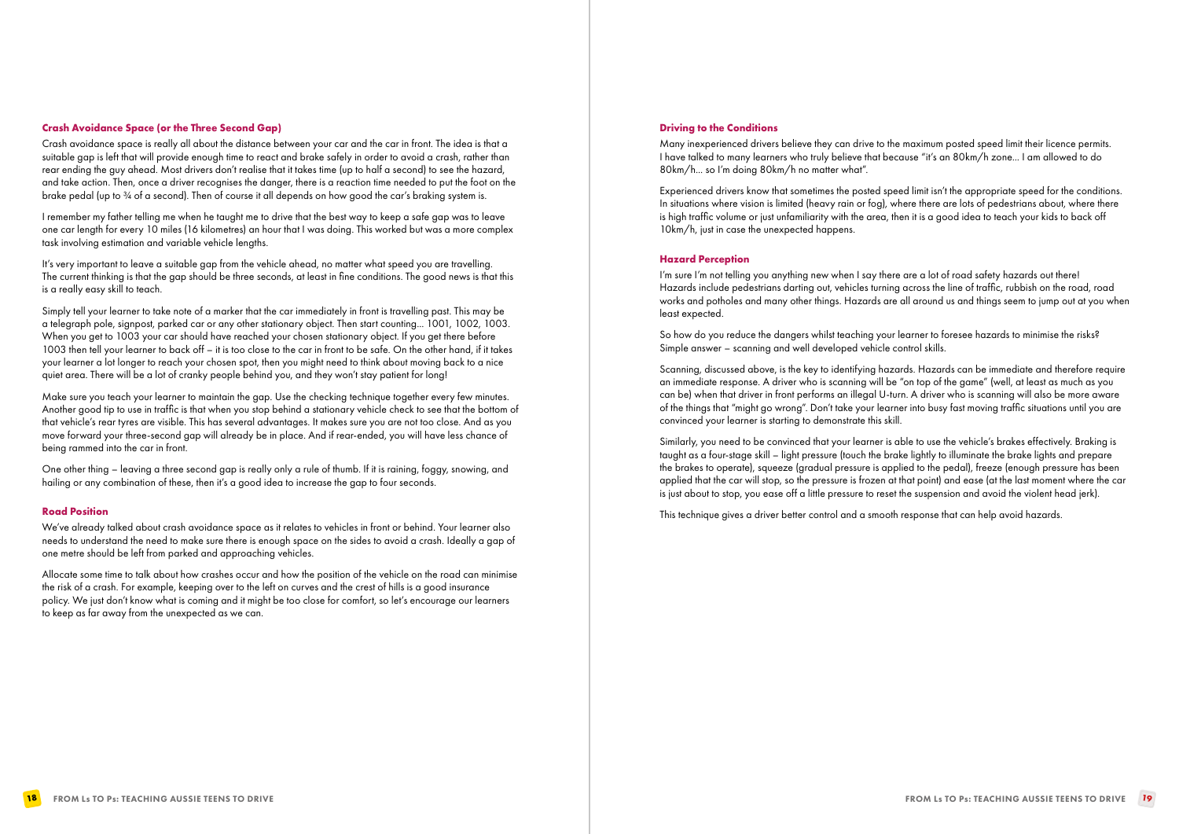### Crash Avoidance Space (or the Three Second Gap)

Crash avoidance space is really all about the distance between your car and the car in front. The idea is that a suitable gap is left that will provide enough time to react and brake safely in order to avoid a crash, rather than rear ending the guy ahead. Most drivers don't realise that it takes time (up to half a second) to see the hazard, and take action. Then, once a driver recognises the danger, there is a reaction time needed to put the foot on the brake pedal (up to ¾ of a second). Then of course it all depends on how good the car's braking system is.

I remember my father telling me when he taught me to drive that the best way to keep a safe gap was to leave one car length for every 10 miles (16 kilometres) an hour that I was doing. This worked but was a more complex task involving estimation and variable vehicle lengths.

It's very important to leave a suitable gap from the vehicle ahead, no matter what speed you are travelling. The current thinking is that the gap should be three seconds, at least in fine conditions. The good news is that this is a really easy skill to teach.

Simply tell your learner to take note of a marker that the car immediately in front is travelling past. This may be a telegraph pole, signpost, parked car or any other stationary object. Then start counting… 1001, 1002, 1003. When you get to 1003 your car should have reached your chosen stationary object. If you get there before 1003 then tell your learner to back off – it is too close to the car in front to be safe. On the other hand, if it takes your learner a lot longer to reach your chosen spot, then you might need to think about moving back to a nice quiet area. There will be a lot of cranky people behind you, and they won't stay patient for long!

Make sure you teach your learner to maintain the gap. Use the checking technique together every few minutes. Another good tip to use in traffic is that when you stop behind a stationary vehicle check to see that the bottom of that vehicle's rear tyres are visible. This has several advantages. It makes sure you are not too close. And as you move forward your three-second gap will already be in place. And if rear-ended, you will have less chance of being rammed into the car in front.

One other thing – leaving a three second gap is really only a rule of thumb. If it is raining, foggy, snowing, and hailing or any combination of these, then it's a good idea to increase the gap to four seconds.

### Road Position

We've already talked about crash avoidance space as it relates to vehicles in front or behind. Your learner also needs to understand the need to make sure there is enough space on the sides to avoid a crash. Ideally a gap of one metre should be left from parked and approaching vehicles.

Allocate some time to talk about how crashes occur and how the position of the vehicle on the road can minimise the risk of a crash. For example, keeping over to the left on curves and the crest of hills is a good insurance policy. We just don't know what is coming and it might be too close for comfort, so let's encourage our learners to keep as far away from the unexpected as we can.

### Driving to the Conditions

Many inexperienced drivers believe they can drive to the maximum posted speed limit their licence permits. I have talked to many learners who truly believe that because "it's an 80km/h zone… I am allowed to do 80km/h… so I'm doing 80km/h no matter what".

Experienced drivers know that sometimes the posted speed limit isn't the appropriate speed for the conditions. In situations where vision is limited (heavy rain or fog), where there are lots of pedestrians about, where there is high traffic volume or just unfamiliarity with the area, then it is a good idea to teach your kids to back off 10km/h, just in case the unexpected happens.

### Hazard Perception

I'm sure I'm not telling you anything new when I say there are a lot of road safety hazards out there! Hazards include pedestrians darting out, vehicles turning across the line of traffic, rubbish on the road, road works and potholes and many other things. Hazards are all around us and things seem to jump out at you when least expected.

So how do you reduce the dangers whilst teaching your learner to foresee hazards to minimise the risks? Simple answer – scanning and well developed vehicle control skills.

Scanning, discussed above, is the key to identifying hazards. Hazards can be immediate and therefore require an immediate response. A driver who is scanning will be "on top of the game" (well, at least as much as you can be) when that driver in front performs an illegal U-turn. A driver who is scanning will also be more aware of the things that "might go wrong". Don't take your learner into busy fast moving traffic situations until you are convinced your learner is starting to demonstrate this skill.

Similarly, you need to be convinced that your learner is able to use the vehicle's brakes effectively. Braking is taught as a four-stage skill – light pressure (touch the brake lightly to illuminate the brake lights and prepare the brakes to operate), squeeze (gradual pressure is applied to the pedal), freeze (enough pressure has been applied that the car will stop, so the pressure is frozen at that point) and ease (at the last moment where the car is just about to stop, you ease off a little pressure to reset the suspension and avoid the violent head jerk).

This technique gives a driver better control and a smooth response that can help avoid hazards.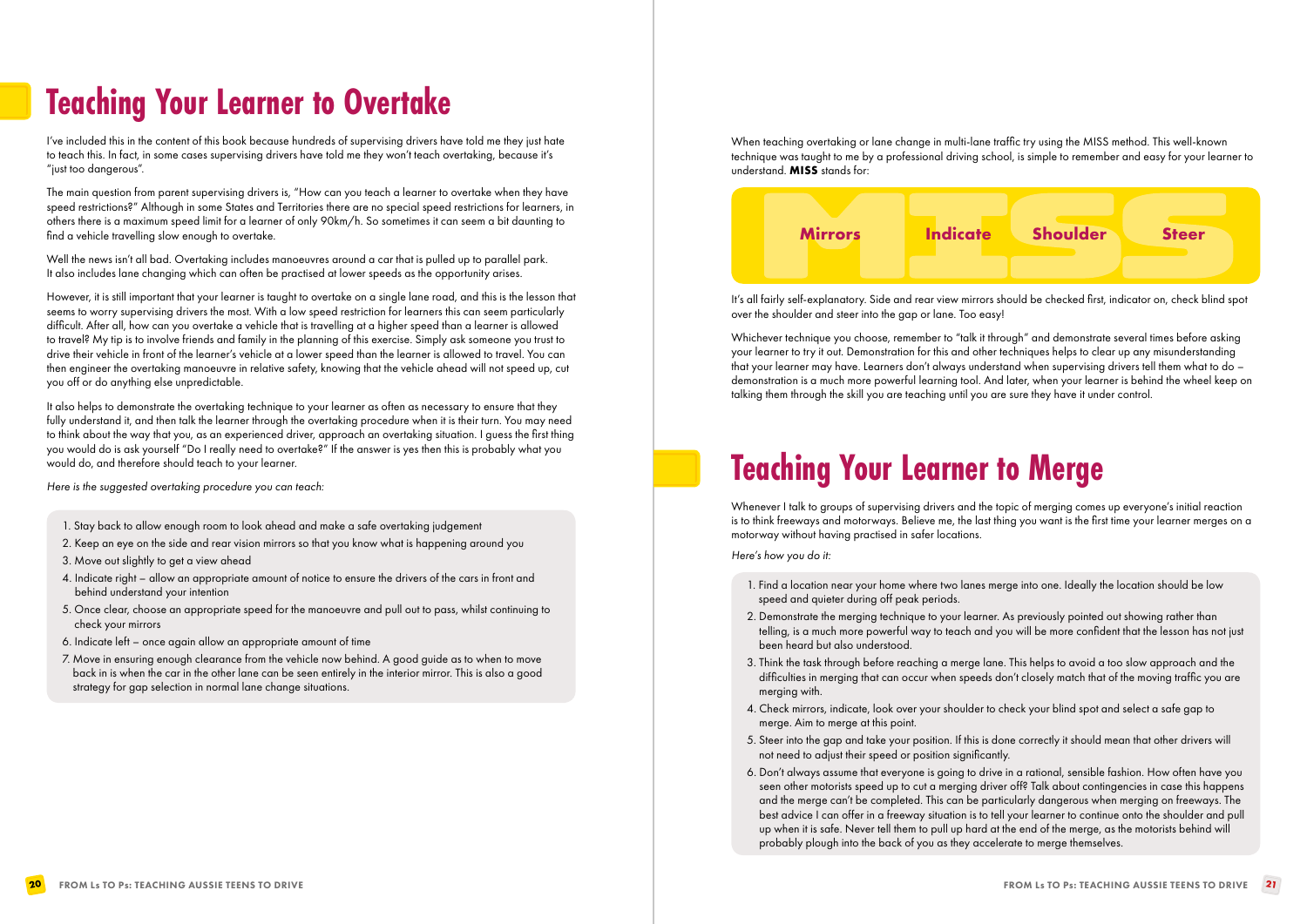# Teaching Your Learner to Overtake

I've included this in the content of this book because hundreds of supervising drivers have told me they just hate to teach this. In fact, in some cases supervising drivers have told me they won't teach overtaking, because it's "just too dangerous".

The main question from parent supervising drivers is, "How can you teach a learner to overtake when they have speed restrictions?" Although in some States and Territories there are no special speed restrictions for learners, in others there is a maximum speed limit for a learner of only 90km/h. So sometimes it can seem a bit daunting to find a vehicle travelling slow enough to overtake.

Well the news isn't all bad. Overtaking includes manoeuvres around a car that is pulled up to parallel park. It also includes lane changing which can often be practised at lower speeds as the opportunity arises.

However, it is still important that your learner is taught to overtake on a single lane road, and this is the lesson that seems to worry supervising drivers the most. With a low speed restriction for learners this can seem particularly difficult. After all, how can you overtake a vehicle that is travelling at a higher speed than a learner is allowed to travel? My tip is to involve friends and family in the planning of this exercise. Simply ask someone you trust to drive their vehicle in front of the learner's vehicle at a lower speed than the learner is allowed to travel. You can then engineer the overtaking manoeuvre in relative safety, knowing that the vehicle ahead will not speed up, cut you off or do anything else unpredictable.

It also helps to demonstrate the overtaking technique to your learner as often as necessary to ensure that they fully understand it, and then talk the learner through the overtaking procedure when it is their turn. You may need to think about the way that you, as an experienced driver, approach an overtaking situation. I guess the first thing you would do is ask yourself "Do I really need to overtake?" If the answer is yes then this is probably what you would do, and therefore should teach to your learner.

*Here is the suggested overtaking procedure you can teach:*

1. Stay back to allow enough room to look ahead and make a safe overtaking judgement
2. Keep an eye on the side and rear vision mirrors so that you know what is happening around you
3. Move out slightly to get a view ahead
4. Indicate right – allow an appropriate amount of notice to ensure the drivers of the cars in front and behind understand your intention
5. Once clear, choose an appropriate speed for the manoeuvre and pull out to pass, whilst continuing to check your mirrors
6. Indicate left – once again allow an appropriate amount of time
7. Move in ensuring enough clearance from the vehicle now behind. A good guide as to when to move back in is when the car in the other lane can be seen entirely in the interior mirror. This is also a good strategy for gap selection in normal lane change situations.

When teaching overtaking or lane change in multi-lane traffic try using the MISS method. This well-known technique was taught to me by a professional driving school, is simple to remember and easy for your learner to understand. **MISS** stands for:

**Mirrors** **Indicate** **Shoulder** **Steer**

It's all fairly self-explanatory. Side and rear view mirrors should be checked first, indicator on, check blind spot over the shoulder and steer into the gap or lane. Too easy!

Whichever technique you choose, remember to "talk it through" and demonstrate several times before asking your learner to try it out. Demonstration for this and other techniques helps to clear up any misunderstanding that your learner may have. Learners don't always understand when supervising drivers tell them what to do – demonstration is a much more powerful learning tool. And later, when your learner is behind the wheel keep on talking them through the skill you are teaching until you are sure they have it under control.

# Teaching Your Learner to Merge

Whenever I talk to groups of supervising drivers and the topic of merging comes up everyone's initial reaction is to think freeways and motorways. Believe me, the last thing you want is the first time your learner merges on a motorway without having practised in safer locations.

*Here's how you do it:*

1. Find a location near your home where two lanes merge into one. Ideally the location should be low speed and quieter during off peak periods.
2. Demonstrate the merging technique to your learner. As previously pointed out showing rather than telling, is a much more powerful way to teach and you will be more confident that the lesson has not just been heard but also understood.
3. Think the task through before reaching a merge lane. This helps to avoid a too slow approach and the difficulties in merging that can occur when speeds don't closely match that of the moving traffic you are merging with.
4. Check mirrors, indicate, look over your shoulder to check your blind spot and select a safe gap to merge. Aim to merge at this point.
5. Steer into the gap and take your position. If this is done correctly it should mean that other drivers will not need to adjust their speed or position significantly.
6. Don't always assume that everyone is going to drive in a rational, sensible fashion. How often have you seen other motorists speed up to cut a merging driver off? Talk about contingencies in case this happens and the merge can't be completed. This can be particularly dangerous when merging on freeways. The best advice I can offer in a freeway situation is to tell your learner to continue onto the shoulder and pull up when it is safe. Never tell them to pull up hard at the end of the merge, as the motorists behind will probably plough into the back of you as they accelerate to merge themselves.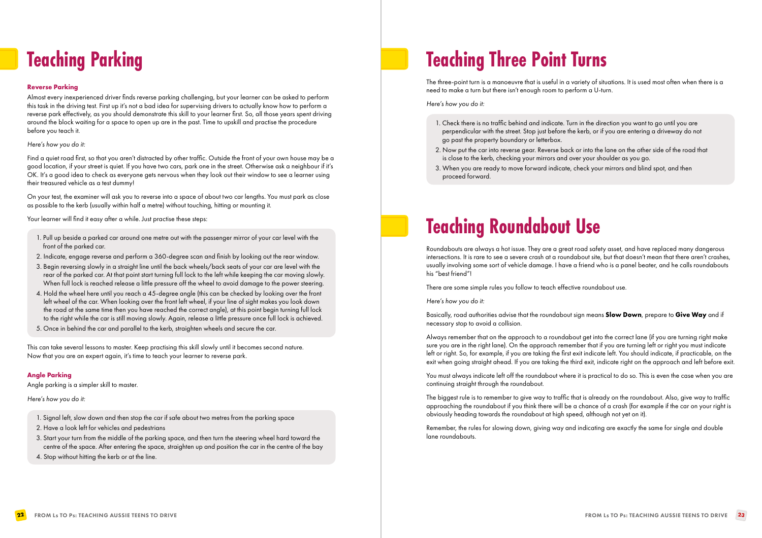# Teaching Parking

### Reverse Parking

Almost every inexperienced driver finds reverse parking challenging, but your learner can be asked to perform this task in the driving test. First up it's not a bad idea for supervising drivers to actually know how to perform a reverse park effectively, as you should demonstrate this skill to your learner first. So, all those years spent driving around the block waiting for a space to open up are in the past. Time to upskill and practise the procedure before you teach it.

*Here's how you do it:*

Find a quiet road first, so that you aren't distracted by other traffic. Outside the front of your own house may be a good location, if your street is quiet. If you have two cars, park one in the street. Otherwise ask a neighbour if it's OK. It's a good idea to check as everyone gets nervous when they look out their window to see a learner using their treasured vehicle as a test dummy!

On your test, the examiner will ask you to reverse into a space of about two car lengths. You must park as close as possible to the kerb (usually within half a metre) without touching, hitting or mounting it.

Your learner will find it easy after a while. Just practise these steps:

1. Pull up beside a parked car around one metre out with the passenger mirror of your car level with the front of the parked car.
2. Indicate, engage reverse and perform a 360-degree scan and finish by looking out the rear window.
3. Begin reversing slowly in a straight line until the back wheels/back seats of your car are level with the rear of the parked car. At that point start turning full lock to the left while keeping the car moving slowly. When full lock is reached release a little pressure off the wheel to avoid damage to the power steering.
4. Hold the wheel here until you reach a 45-degree angle (this can be checked by looking over the front left wheel of the car. When looking over the front left wheel, if your line of sight makes you look down the road at the same time then you have reached the correct angle), at this point begin turning full lock to the right while the car is still moving slowly. Again, release a little pressure once full lock is achieved.
5. Once in behind the car and parallel to the kerb, straighten wheels and secure the car.

This can take several lessons to master. Keep practising this skill slowly until it becomes second nature. Now that you are an expert again, it's time to teach your learner to reverse park.

### Angle Parking

Angle parking is a simpler skill to master.

*Here's how you do it:*

1. Signal left, slow down and then stop the car if safe about two metres from the parking space
2. Have a look left for vehicles and pedestrians
3. Start your turn from the middle of the parking space, and then turn the steering wheel hard toward the centre of the space. After entering the space, straighten up and position the car in the centre of the bay
4. Stop without hitting the kerb or at the line.

# Teaching Three Point Turns

The three-point turn is a manoeuvre that is useful in a variety of situations. It is used most often when there is a need to make a turn but there isn't enough room to perform a U-turn.

*Here's how you do it:*

1. Check there is no traffic behind and indicate. Turn in the direction you want to go until you are perpendicular with the street. Stop just before the kerb, or if you are entering a driveway do not go past the property boundary or letterbox.
2. Now put the car into reverse gear. Reverse back or into the lane on the other side of the road that is close to the kerb, checking your mirrors and over your shoulder as you go.
3. When you are ready to move forward indicate, check your mirrors and blind spot, and then proceed forward.

# Teaching Roundabout Use

Roundabouts are always a hot issue. They are a great road safety asset, and have replaced many dangerous intersections. It is rare to see a severe crash at a roundabout site, but that doesn't mean that there aren't crashes, usually involving some sort of vehicle damage. I have a friend who is a panel beater, and he calls roundabouts his "best friend"!

There are some simple rules you follow to teach effective roundabout use.

*Here's how you do it:*

Basically, road authorities advise that the roundabout sign means **Slow Down**, prepare to **Give Way** and if necessary stop to avoid a collision.

Always remember that on the approach to a roundabout get into the correct lane (if you are turning right make sure you are in the right lane). On the approach remember that if you are turning left or right you must indicate left or right. So, for example, if you are taking the first exit indicate left. You should indicate, if practicable, on the exit when going straight ahead. If you are taking the third exit, indicate right on the approach and left before exit.

You must always indicate left off the roundabout where it is practical to do so. This is even the case when you are continuing straight through the roundabout.

The biggest rule is to remember to give way to traffic that is already on the roundabout. Also, give way to traffic approaching the roundabout if you think there will be a chance of a crash (for example if the car on your right is obviously heading towards the roundabout at high speed, although not yet on it).

Remember, the rules for slowing down, giving way and indicating are exactly the same for single and double lane roundabouts.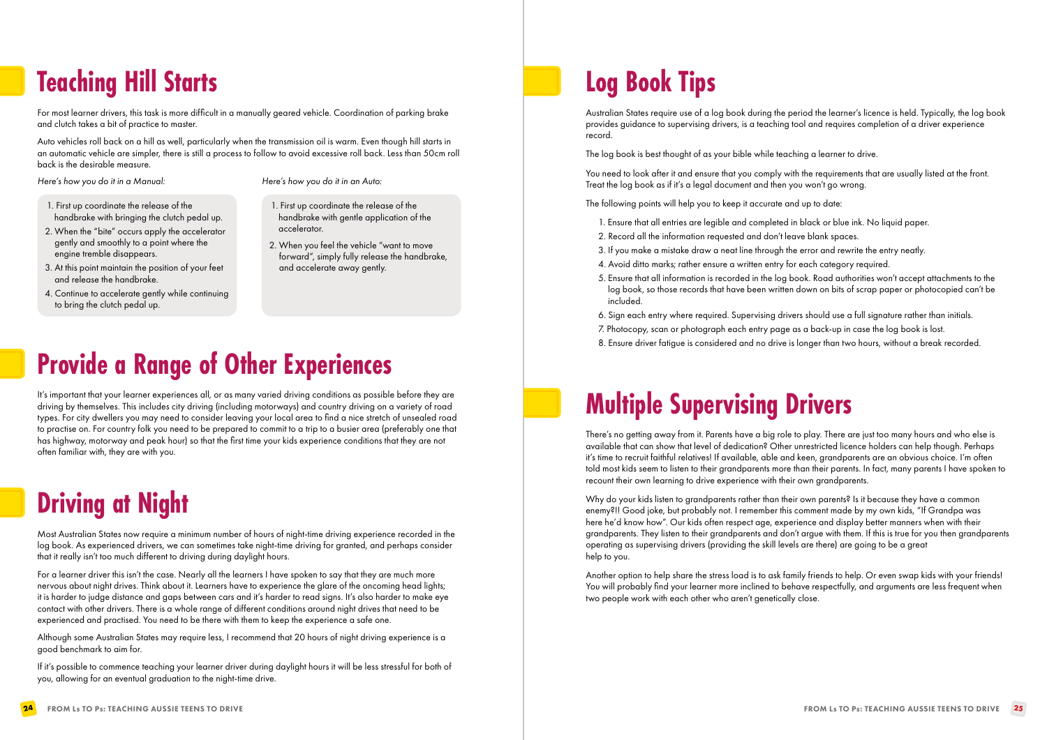# Teaching Hill Starts

For most learner drivers, this task is more difficult in a manually geared vehicle. Coordination of parking brake and clutch takes a bit of practice to master.

Auto vehicles roll back on a hill as well, particularly when the transmission oil is warm. Even though hill starts in an automatic vehicle are simpler, there is still a process to follow to avoid excessive roll back. Less than 50cm roll back is the desirable measure.

*Here's how you do it in a Manual:*

1. First up coordinate the release of the handbrake with bringing the clutch pedal up.
2. When the "bite" occurs apply the accelerator gently and smoothly to a point where the engine tremble disappears.
3. At this point maintain the position of your feet and release the handbrake.
4. Continue to accelerate gently while continuing to bring the clutch pedal up.

*Here's how you do it in an Auto:*

1. First up coordinate the release of the handbrake with gentle application of the accelerator.
2. When you feel the vehicle "want to move forward", simply fully release the handbrake, and accelerate away gently.

# Provide a Range of Other Experiences

It's important that your learner experiences all, or as many varied driving conditions as possible before they are driving by themselves. This includes city driving (including motorways) and country driving on a variety of road types. For city dwellers you may need to consider leaving your local area to find a nice stretch of unsealed road to practise on. For country folk you need to be prepared to commit to a trip to a busier area (preferably one that has highway, motorway and peak hour) so that the first time your kids experience conditions that they are not often familiar with, they are with you.

# Driving at Night

Most Australian States now require a minimum number of hours of night-time driving experience recorded in the log book. As experienced drivers, we can sometimes take night-time driving for granted, and perhaps consider that it really isn't too much different to driving during daylight hours.

For a learner driver this isn't the case. Nearly all the learners I have spoken to say that they are much more nervous about night drives. Think about it. Learners have to experience the glare of the oncoming head lights; it is harder to judge distance and gaps between cars and it's harder to read signs. It's also harder to make eye contact with other drivers. There is a whole range of different conditions around night drives that need to be experienced and practised. You need to be there with them to keep the experience a safe one.

Although some Australian States may require less, I recommend that 20 hours of night driving experience is a good benchmark to aim for.

If it's possible to commence teaching your learner driver during daylight hours it will be less stressful for both of you, allowing for an eventual graduation to the night-time drive.

# Log Book Tips

Australian States require use of a log book during the period the learner's licence is held. Typically, the log book provides guidance to supervising drivers, is a teaching tool and requires completion of a driver experience record.

The log book is best thought of as your bible while teaching a learner to drive.

You need to look after it and ensure that you comply with the requirements that are usually listed at the front. Treat the log book as if it's a legal document and then you won't go wrong.

The following points will help you to keep it accurate and up to date:

1. Ensure that all entries are legible and completed in black or blue ink. No liquid paper.
2. Record all the information requested and don't leave blank spaces.
3. If you make a mistake draw a neat line through the error and rewrite the entry neatly.
4. Avoid ditto marks; rather ensure a written entry for each category required.
5. Ensure that all information is recorded in the log book. Road authorities won't accept attachments to the log book, so those records that have been written down on bits of scrap paper or photocopied can't be included.
6. Sign each entry where required. Supervising drivers should use a full signature rather than initials.
7. Photocopy, scan or photograph each entry page as a back-up in case the log book is lost.
8. Ensure driver fatigue is considered and no drive is longer than two hours, without a break recorded.

# Multiple Supervising Drivers

There's no getting away from it. Parents have a big role to play. There are just too many hours and who else is available that can show that level of dedication? Other unrestricted licence holders can help though. Perhaps it's time to recruit faithful relatives! If available, able and keen, grandparents are an obvious choice. I'm often told most kids seem to listen to their grandparents more than their parents. In fact, many parents I have spoken to recount their own learning to drive experience with their own grandparents.

Why do your kids listen to grandparents rather than their own parents? Is it because they have a common enemy?!! Good joke, but probably not. I remember this comment made by my own kids, "If Grandpa was here he'd know how". Our kids often respect age, experience and display better manners when with their grandparents. They listen to their grandparents and don't argue with them. If this is true for you then grandparents operating as supervising drivers (providing the skill levels are there) are going to be a great help to you.

Another option to help share the stress load is to ask family friends to help. Or even swap kids with your friends! You will probably find your learner more inclined to behave respectfully, and arguments are less frequent when two people work with each other who aren't genetically close.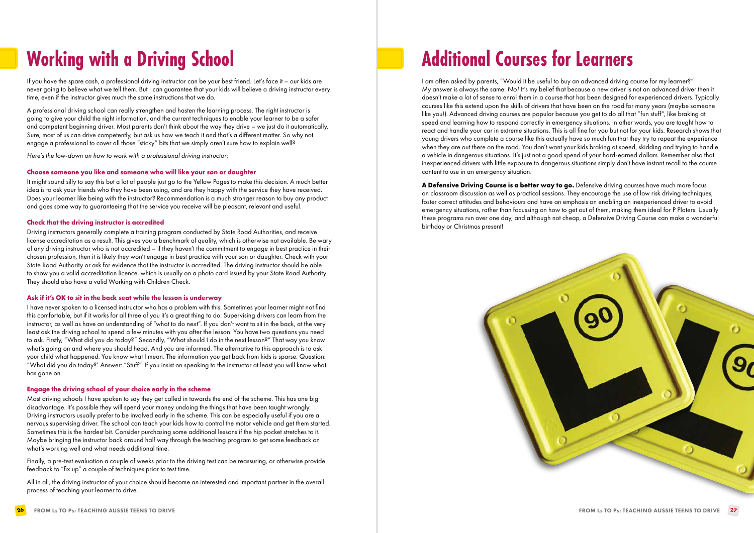# Working with a Driving School

If you have the spare cash, a professional driving instructor can be your best friend. Let's face it – our kids are never going to believe what we tell them. But I can guarantee that your kids will believe a driving instructor every time, even if the instructor gives much the same instructions that we do.

A professional driving school can really strengthen and hasten the learning process. The right instructor is going to give your child the right information, and the current techniques to enable your learner to be a safer and competent beginning driver. Most parents don't think about the way they drive – we just do it automatically. Sure, most of us can drive competently, but ask us how we teach it and that's a different matter. So why not engage a professional to cover all those "sticky" bits that we simply aren't sure how to explain well?

*Here's the low-down on how to work with a professional driving instructor:*

### Choose someone you like and someone who will like your son or daughter

It might sound silly to say this but a lot of people just go to the Yellow Pages to make this decision. A much better idea is to ask your friends who they have been using, and are they happy with the service they have received. Does your learner like being with the instructor? Recommendation is a much stronger reason to buy any product and goes some way to guaranteeing that the service you receive will be pleasant, relevant and useful.

### Check that the driving instructor is accredited

Driving instructors generally complete a training program conducted by State Road Authorities, and receive license accreditation as a result. This gives you a benchmark of quality, which is otherwise not available. Be wary of any driving instructor who is not accredited – if they haven't the commitment to engage in best practice in their chosen profession, then it is likely they won't engage in best practice with your son or daughter. Check with your State Road Authority or ask for evidence that the instructor is accredited. The driving instructor should be able to show you a valid accreditation licence, which is usually on a photo card issued by your State Road Authority. They should also have a valid Working with Children Check.

### Ask if it's OK to sit in the back seat while the lesson is underway

I have never spoken to a licensed instructor who has a problem with this. Sometimes your learner might not find this comfortable, but if it works for all three of you it's a great thing to do. Supervising drivers can learn from the instructor, as well as have an understanding of "what to do next". If you don't want to sit in the back, at the very least ask the driving school to spend a few minutes with you after the lesson. You have two questions you need to ask. Firstly, "What did you do today?" Secondly, "What should I do in the next lesson?" That way you know what's going on and where you should head. And you are informed. The alternative to this approach is to ask your child what happened. The information you get back from kids is sparse. You know what I mean. Question: "What did you do today?' Answer: "Stuff". If you insist on speaking to the instructor at least you will know what has gone on.

### Engage the driving school of your choice early in the scheme

Most driving schools I have spoken to say they get called in towards the end of the scheme. This has one big disadvantage. It's possible they will spend your money undoing the things that have been taught wrongly. Driving instructors usually prefer to be involved early in the scheme. This can be especially useful if you are a nervous supervising driver. The school can teach your kids how to control the motor vehicle and get them started. Sometimes this is the hardest bit. Consider purchasing some additional lessons if the hip pocket stretches to it. Maybe bringing the instructor back around half way through the teaching program to get some feedback on what's working well and what needs additional time.

Finally, a pre-test evaluation a couple of weeks prior to the driving test can be reassuring, or otherwise provide feedback to "fix up" a couple of techniques prior to test time.

All in all, the driving instructor of your choice should become an interested and important partner in the overall process of teaching your learner to drive.

# Additional Courses for Learners

I am often asked by parents, "Would it be useful to buy an advanced driving course for my learner?" My answer is always the same: *No!* It's my belief that because a new driver is not an advanced driver then it doesn't make a lot of sense to enrol them in a course that has been designed for experienced drivers. Typically courses like this extend upon the skills of drivers that have been on the road for many years (maybe someone like you!). Advanced driving courses are popular because you get to do all that "fun stuff", like braking at speed and learning how to respond correctly in emergency situations. In other words, you are taught how to react and handle your car in extreme situations. This is all fine for you but not for your kids. Research shows that young drivers who complete a course like this actually have so much fun that they try to repeat the experience when they are out there on the road. You don't want your kids braking at speed, skidding and trying to handle a vehicle in dangerous situations. It's just not a good spend of your hard-earned dollars. Remember also that inexperienced drivers with little exposure to dangerous situations simply don't have instant recall to the course content to use in an emergency situation.

**A Defensive Driving Course is a better way to go.** Defensive driving courses have much more focus on classroom discussion as well as practical sessions. They encourage the use of low risk driving techniques, foster correct attitudes and behaviours and have an emphasis on enabling an inexperienced driver to avoid emergency situations, rather than focussing on how to get out of them, making them ideal for P Platers. Usually these programs run over one day, and although not cheap, a Defensive Driving Course can make a wonderful birthday or Christmas present!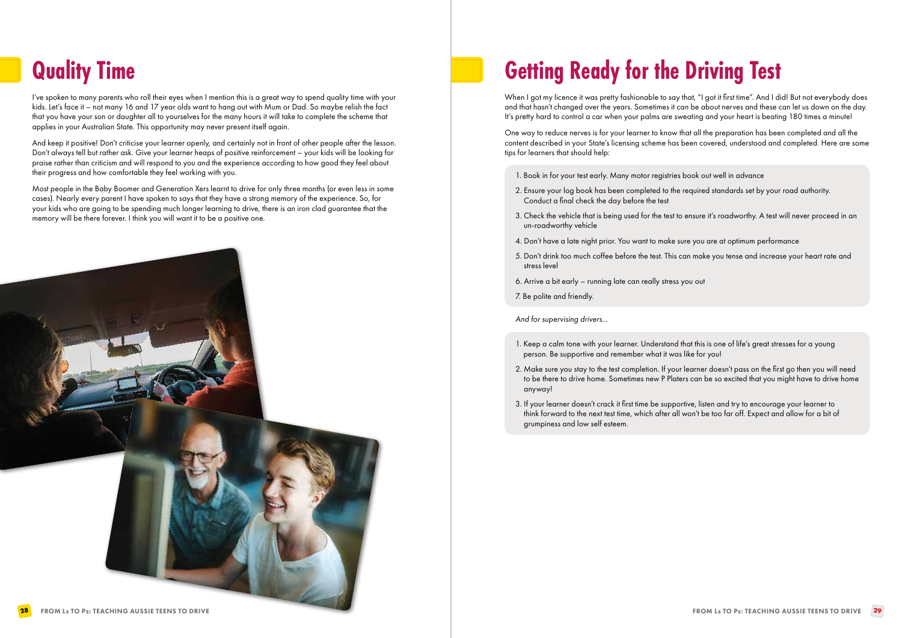# Quality Time

I've spoken to many parents who roll their eyes when I mention this is a great way to spend quality time with your kids. Let's face it – not many 16 and 17 year olds want to hang out with Mum or Dad. So maybe relish the fact that you have your son or daughter all to yourselves for the many hours it will take to complete the scheme that applies in your Australian State. This opportunity may never present itself again.

And keep it positive! Don't criticise your learner openly, and certainly not in front of other people after the lesson. Don't always tell but rather ask. Give your learner heaps of positive reinforcement – your kids will be looking for praise rather than criticism and will respond to you and the experience according to how good they feel about their progress and how comfortable they feel working with you.

Most people in the Baby Boomer and Generation Xers learnt to drive for only three months (or even less in some cases). Nearly every parent I have spoken to says that they have a strong memory of the experience. So, for your kids who are going to be spending much longer learning to drive, there is an iron clad guarantee that the memory will be there forever. I think you will want it to be a positive one.

# Getting Ready for the Driving Test

When I got my licence it was pretty fashionable to say that, "I got it first time". And I did! But not everybody does and that hasn't changed over the years. Sometimes it can be about nerves and these can let us down on the day. It's pretty hard to control a car when your palms are sweating and your heart is beating 180 times a minute!

One way to reduce nerves is for your learner to know that all the preparation has been completed and all the content described in your State's licensing scheme has been covered, understood and completed. Here are some tips for learners that should help:

1. Book in for your test early. Many motor registries book out well in advance
2. Ensure your log book has been completed to the required standards set by your road authority. Conduct a final check the day before the test
3. Check the vehicle that is being used for the test to ensure it's roadworthy. A test will never proceed in an un-roadworthy vehicle
4. Don't have a late night prior. You want to make sure you are at optimum performance
5. Don't drink too much coffee before the test. This can make you tense and increase your heart rate and stress level
6. Arrive a bit early – running late can really stress you out
7. Be polite and friendly.

*And for supervising drivers...*

1. Keep a calm tone with your learner. Understand that this is one of life's great stresses for a young person. Be supportive and remember what it was like for you!
2. Make sure you stay to the test completion. If your learner doesn't pass on the first go then you will need to be there to drive home. Sometimes new P Platers can be so excited that you might have to drive home anyway!
3. If your learner doesn't crack it first time be supportive, listen and try to encourage your learner to think forward to the next test time, which after all won't be too far off. Expect and allow for a bit of grumpiness and low self esteem.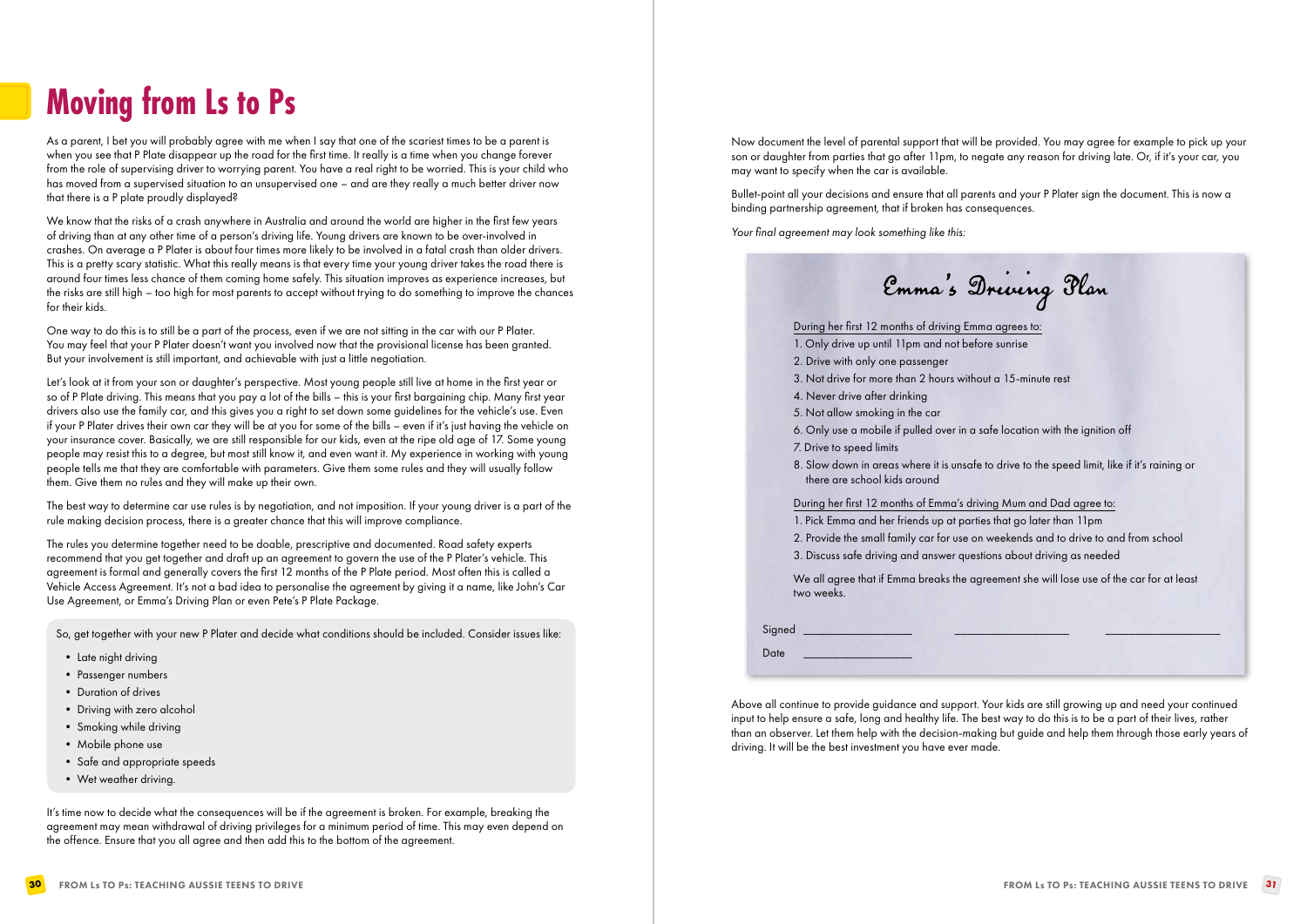# Moving from Ls to Ps

As a parent, I bet you will probably agree with me when I say that one of the scariest times to be a parent is when you see that P Plate disappear up the road for the first time. It really is a time when you change forever from the role of supervising driver to worrying parent. You have a real right to be worried. This is your child who has moved from a supervised situation to an unsupervised one – and are they really a much better driver now that there is a P plate proudly displayed?

We know that the risks of a crash anywhere in Australia and around the world are higher in the first few years of driving than at any other time of a person's driving life. Young drivers are known to be over-involved in crashes. On average a P Plater is about four times more likely to be involved in a fatal crash than older drivers. This is a pretty scary statistic. What this really means is that every time your young driver takes the road there is around four times less chance of them coming home safely. This situation improves as experience increases, but the risks are still high – too high for most parents to accept without trying to do something to improve the chances for their kids.

One way to do this is to still be a part of the process, even if we are not sitting in the car with our P Plater. You may feel that your P Plater doesn't want you involved now that the provisional license has been granted. But your involvement is still important, and achievable with just a little negotiation.

Let's look at it from your son or daughter's perspective. Most young people still live at home in the first year or so of P Plate driving. This means that you pay a lot of the bills – this is your first bargaining chip. Many first year drivers also use the family car, and this gives you a right to set down some guidelines for the vehicle's use. Even if your P Plater drives their own car they will be at you for some of the bills – even if it's just having the vehicle on your insurance cover. Basically, we are still responsible for our kids, even at the ripe old age of 17. Some young people may resist this to a degree, but most still know it, and even want it. My experience in working with young people tells me that they are comfortable with parameters. Give them some rules and they will usually follow them. Give them no rules and they will make up their own.

The best way to determine car use rules is by negotiation, and not imposition. If your young driver is a part of the rule making decision process, there is a greater chance that this will improve compliance.

The rules you determine together need to be doable, prescriptive and documented. Road safety experts recommend that you get together and draft up an agreement to govern the use of the P Plater's vehicle. This agreement is formal and generally covers the first 12 months of the P Plate period. Most often this is called a Vehicle Access Agreement. It's not a bad idea to personalise the agreement by giving it a name, like John's Car Use Agreement, or Emma's Driving Plan or even Pete's P Plate Package.

So, get together with your new P Plater and decide what conditions should be included. Consider issues like:

- Late night driving
- Passenger numbers
- Duration of drives
- Driving with zero alcohol
- Smoking while driving
- Mobile phone use
- Safe and appropriate speeds
- Wet weather driving.

It's time now to decide what the consequences will be if the agreement is broken. For example, breaking the agreement may mean withdrawal of driving privileges for a minimum period of time. This may even depend on the offence. Ensure that you all agree and then add this to the bottom of the agreement.

Now document the level of parental support that will be provided. You may agree for example to pick up your son or daughter from parties that go after 11pm, to negate any reason for driving late. Or, if it's your car, you may want to specify when the car is available.

Bullet-point all your decisions and ensure that all parents and your P Plater sign the document. This is now a binding partnership agreement, that if broken has consequences.

*Your final agreement may look something like this:*

## Emma's Driving Plan

During her first 12 months of driving Emma agrees to:

1. Only drive up until 11pm and not before sunrise
2. Drive with only one passenger
3. Not drive for more than 2 hours without a 15-minute rest
4. Never drive after drinking
5. Not allow smoking in the car
6. Only use a mobile if pulled over in a safe location with the ignition off
7. Drive to speed limits
8. Slow down in areas where it is unsafe to drive to the speed limit, like if it's raining or there are school kids around

During her first 12 months of Emma's driving Mum and Dad agree to:

1. Pick Emma and her friends up at parties that go later than 11pm
2. Provide the small family car for use on weekends and to drive to and from school
3. Discuss safe driving and answer questions about driving as needed

We all agree that if Emma breaks the agreement she will lose use of the car for at least two weeks.

Signed \_\_\_\_\_\_\_\_\_\_\_\_\_\_\_\_ \_\_\_\_\_\_\_\_\_\_\_\_\_\_\_\_ \_\_\_\_\_\_\_\_\_\_\_\_\_\_\_\_

Date \_\_\_\_\_\_\_\_\_\_\_\_\_\_\_\_

Above all continue to provide guidance and support. Your kids are still growing up and need your continued input to help ensure a safe, long and healthy life. The best way to do this is to be a part of their lives, rather than an observer. Let them help with the decision-making but guide and help them through those early years of driving. It will be the best investment you have ever made.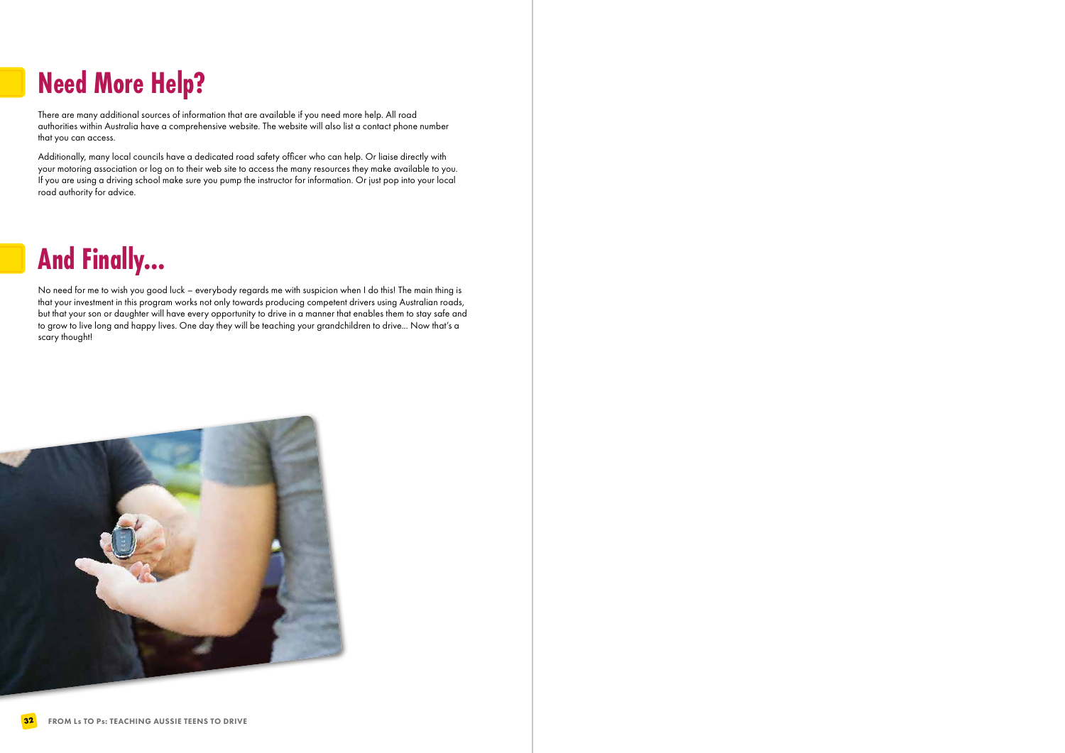# Need More Help?

There are many additional sources of information that are available if you need more help. All road authorities within Australia have a comprehensive website. The website will also list a contact phone number that you can access.

Additionally, many local councils have a dedicated road safety officer who can help. Or liaise directly with your motoring association or log on to their web site to access the many resources they make available to you. If you are using a driving school make sure you pump the instructor for information. Or just pop into your local road authority for advice.

# And Finally...

No need for me to wish you good luck – everybody regards me with suspicion when I do this! The main thing is that your investment in this program works not only towards producing competent drivers using Australian roads, but that your son or daughter will have every opportunity to drive in a manner that enables them to stay safe and to grow to live long and happy lives. One day they will be teaching your grandchildren to drive... Now that's a scary thought!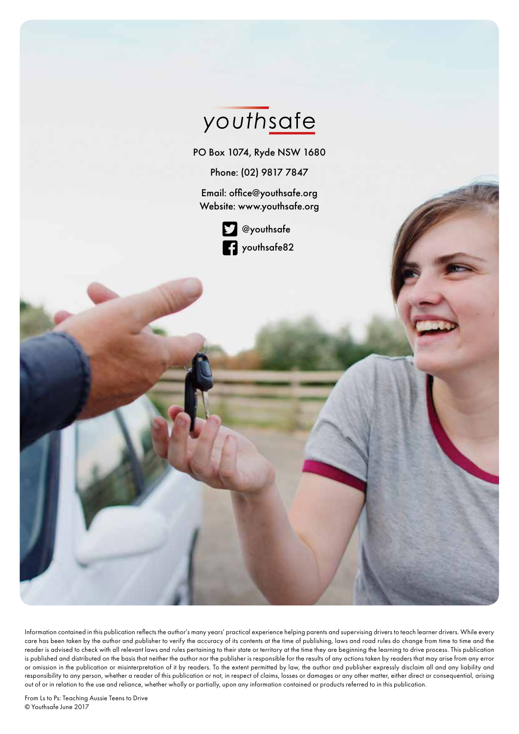youthsafe

PO Box 1074, Ryde NSW 1680

Phone: (02) 9817 7847

Email: office@youthsafe.org
Website: www.youthsafe.org

@youthsafe
youthsafe82

Information contained in this publication reflects the author's many years' practical experience helping parents and supervising drivers to teach learner drivers. While every care has been taken by the author and publisher to verify the accuracy of its contents at the time of publishing, laws and road rules do change from time to time and the reader is advised to check with all relevant laws and rules pertaining to their state or territory at the time they are beginning the learning to drive process. This publication is published and distributed on the basis that neither the author nor the publisher is responsible for the results of any actions taken by readers that may arise from any error or omission in the publication or misinterpretation of it by readers. To the extent permitted by law, the author and publisher expressly disclaim all and any liability and responsibility to any person, whether a reader of this publication or not, in respect of claims, losses or damages or any other matter, either direct or consequential, arising out of or in relation to the use and reliance, whether wholly or partially, upon any information contained or products referred to in this publication.

From Ls to Ps: Teaching Aussie Teens to Drive
© Youthsafe June 2017